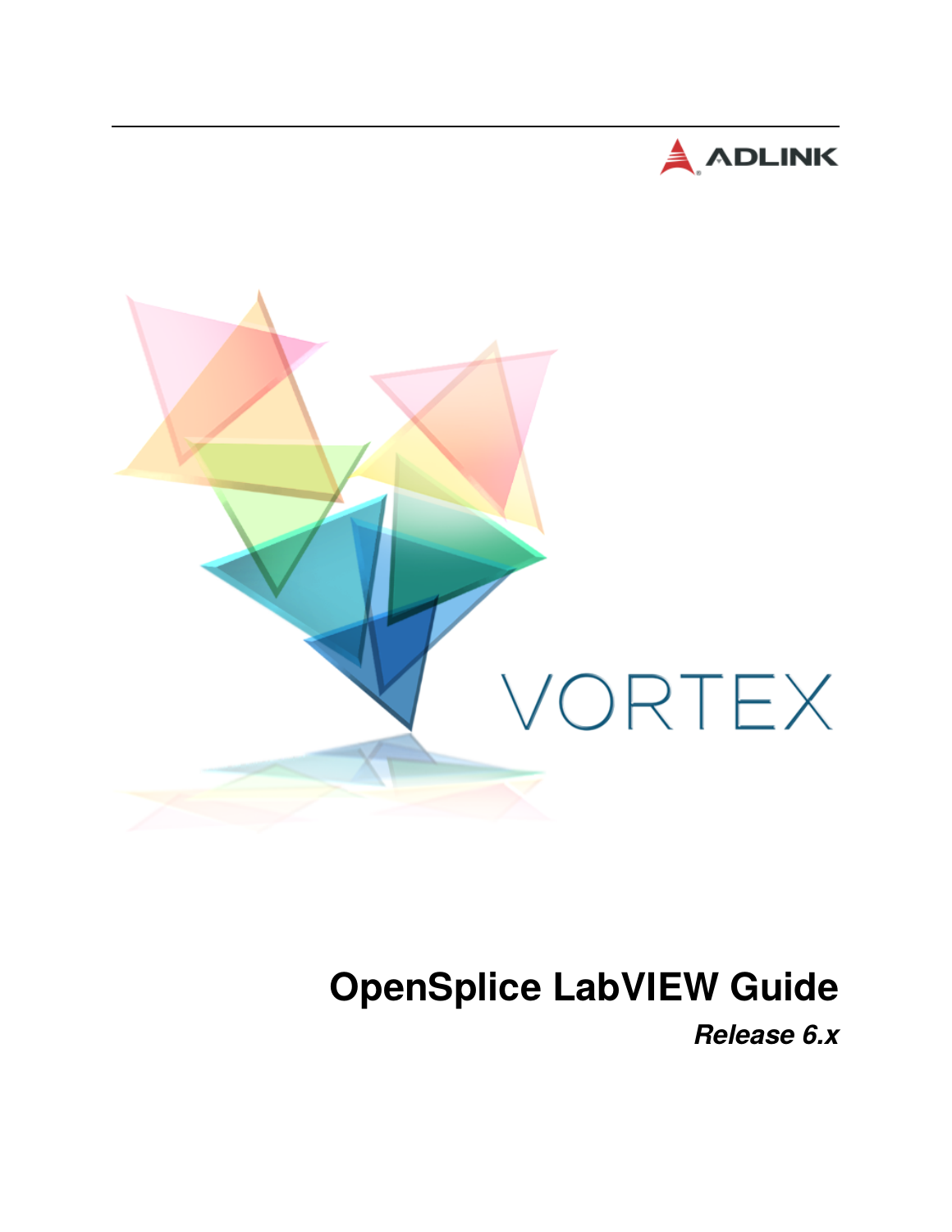ADLINK

VORTEX

# OpenSplice LabVIEW Guide

***Release 6.x***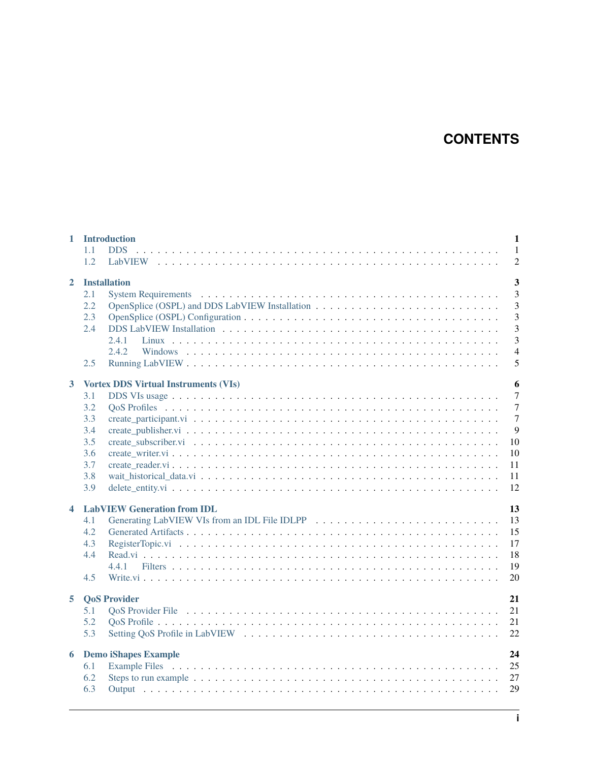# CONTENTS

- **1 Introduction** — 1
  - 1.1 DDS — 1
  - 1.2 LabVIEW — 2
- **2 Installation** — 3
  - 2.1 System Requirements — 3
  - 2.2 OpenSplice (OSPL) and DDS LabVIEW Installation — 3
  - 2.3 OpenSplice (OSPL) Configuration — 3
  - 2.4 DDS LabVIEW Installation — 3
    - 2.4.1 Linux — 3
    - 2.4.2 Windows — 4
  - 2.5 Running LabVIEW — 5
- **3 Vortex DDS Virtual Instruments (VIs)** — 6
  - 3.1 DDS VIs usage — 7
  - 3.2 QoS Profiles — 7
  - 3.3 create_participant.vi — 7
  - 3.4 create_publisher.vi — 9
  - 3.5 create_subscriber.vi — 10
  - 3.6 create_writer.vi — 10
  - 3.7 create_reader.vi — 11
  - 3.8 wait_historical_data.vi — 11
  - 3.9 delete_entity.vi — 12
- **4 LabVIEW Generation from IDL** — 13
  - 4.1 Generating LabVIEW VIs from an IDL File IDLPP — 13
  - 4.2 Generated Artifacts — 15
  - 4.3 RegisterTopic.vi — 17
  - 4.4 Read.vi — 18
    - 4.4.1 Filters — 19
  - 4.5 Write.vi — 20
- **5 QoS Provider** — 21
  - 5.1 QoS Provider File — 21
  - 5.2 QoS Profile — 21
  - 5.3 Setting QoS Profile in LabVIEW — 22
- **6 Demo iShapes Example** — 24
  - 6.1 Example Files — 25
  - 6.2 Steps to run example — 27
  - 6.3 Output — 29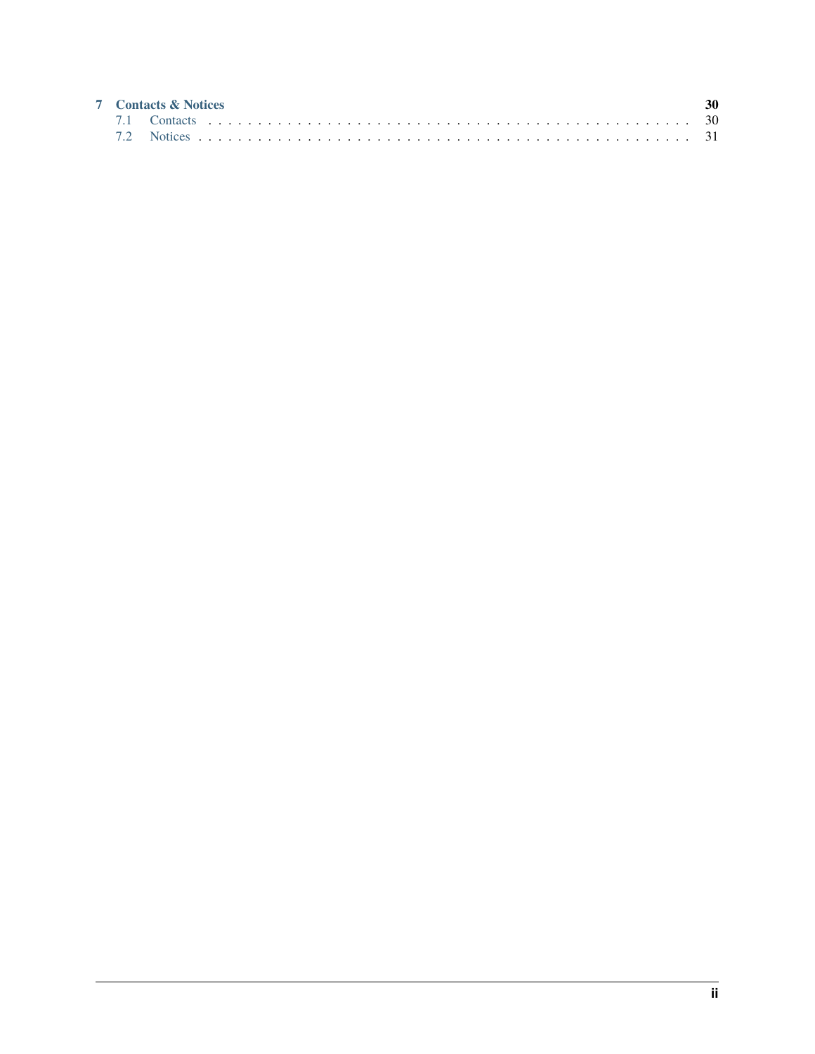**7 Contacts & Notices** 30

7.1 Contacts . . . . . . . . . . . . . . . . . . . . . . . . . . . . . . . . . . . . . . . . . . . . . 30

7.2 Notices . . . . . . . . . . . . . . . . . . . . . . . . . . . . . . . . . . . . . . . . . . . . . 31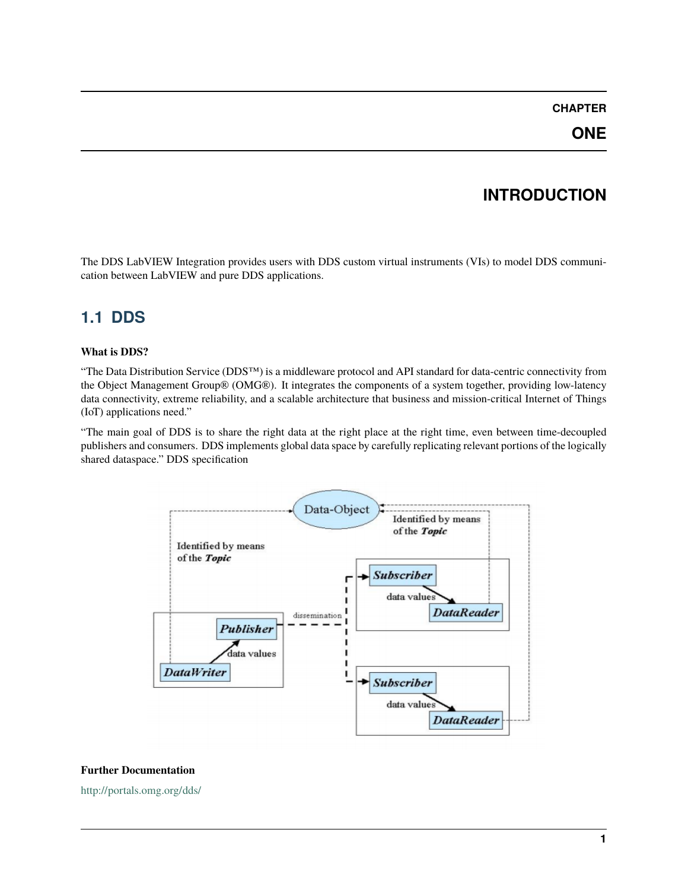# CHAPTER ONE

# INTRODUCTION

The DDS LabVIEW Integration provides users with DDS custom virtual instruments (VIs) to model DDS communication between LabVIEW and pure DDS applications.

## 1.1 DDS

**What is DDS?**

“The Data Distribution Service (DDS™) is a middleware protocol and API standard for data-centric connectivity from the Object Management Group® (OMG®). It integrates the components of a system together, providing low-latency data connectivity, extreme reliability, and a scalable architecture that business and mission-critical Internet of Things (IoT) applications need.”

“The main goal of DDS is to share the right data at the right place at the right time, even between time-decoupled publishers and consumers. DDS implements global data space by carefully replicating relevant portions of the logically shared dataspace.” DDS specification

**Further Documentation**

http://portals.omg.org/dds/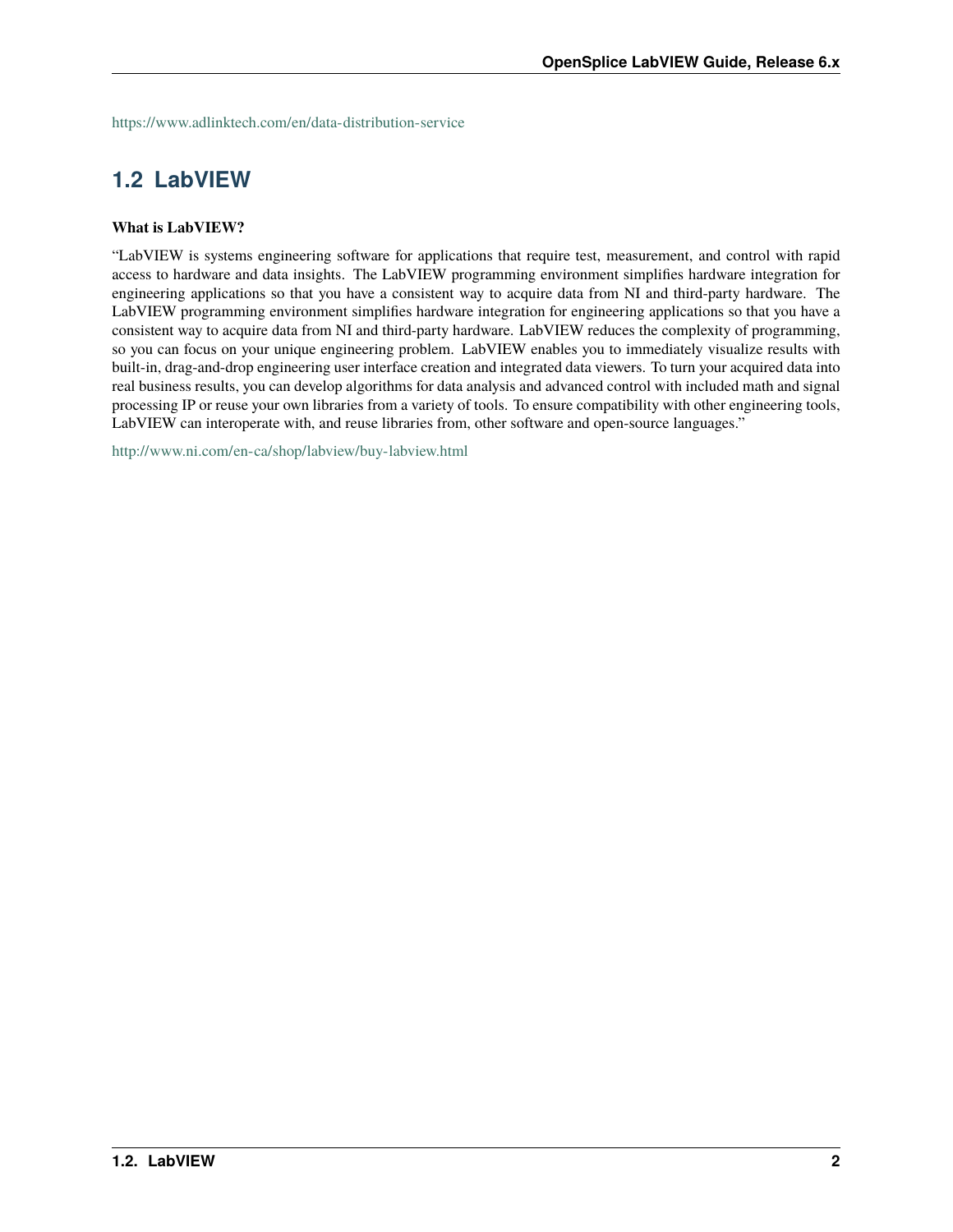https://www.adlinktech.com/en/data-distribution-service

## 1.2 LabVIEW

**What is LabVIEW?**

"LabVIEW is systems engineering software for applications that require test, measurement, and control with rapid access to hardware and data insights. The LabVIEW programming environment simplifies hardware integration for engineering applications so that you have a consistent way to acquire data from NI and third-party hardware. The LabVIEW programming environment simplifies hardware integration for engineering applications so that you have a consistent way to acquire data from NI and third-party hardware. LabVIEW reduces the complexity of programming, so you can focus on your unique engineering problem. LabVIEW enables you to immediately visualize results with built-in, drag-and-drop engineering user interface creation and integrated data viewers. To turn your acquired data into real business results, you can develop algorithms for data analysis and advanced control with included math and signal processing IP or reuse your own libraries from a variety of tools. To ensure compatibility with other engineering tools, LabVIEW can interoperate with, and reuse libraries from, other software and open-source languages."

http://www.ni.com/en-ca/shop/labview/buy-labview.html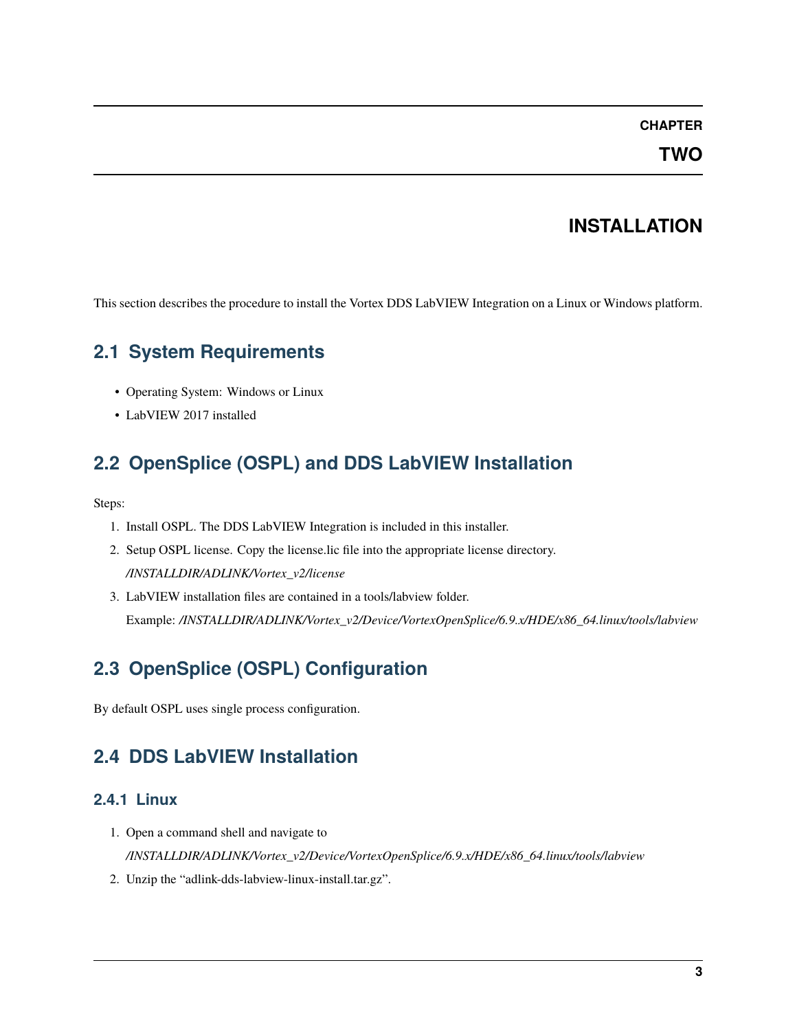# CHAPTER TWO

# INSTALLATION

This section describes the procedure to install the Vortex DDS LabVIEW Integration on a Linux or Windows platform.

## 2.1 System Requirements

- Operating System: Windows or Linux
- LabVIEW 2017 installed

## 2.2 OpenSplice (OSPL) and DDS LabVIEW Installation

Steps:

1. Install OSPL. The DDS LabVIEW Integration is included in this installer.
2. Setup OSPL license. Copy the license.lic file into the appropriate license directory.

   */INSTALLDIR/ADLINK/Vortex_v2/license*
3. LabVIEW installation files are contained in a tools/labview folder.

   Example: */INSTALLDIR/ADLINK/Vortex_v2/Device/VortexOpenSplice/6.9.x/HDE/x86_64.linux/tools/labview*

## 2.3 OpenSplice (OSPL) Configuration

By default OSPL uses single process configuration.

## 2.4 DDS LabVIEW Installation

### 2.4.1 Linux

1. Open a command shell and navigate to

   */INSTALLDIR/ADLINK/Vortex_v2/Device/VortexOpenSplice/6.9.x/HDE/x86_64.linux/tools/labview*
2. Unzip the “adlink-dds-labview-linux-install.tar.gz”.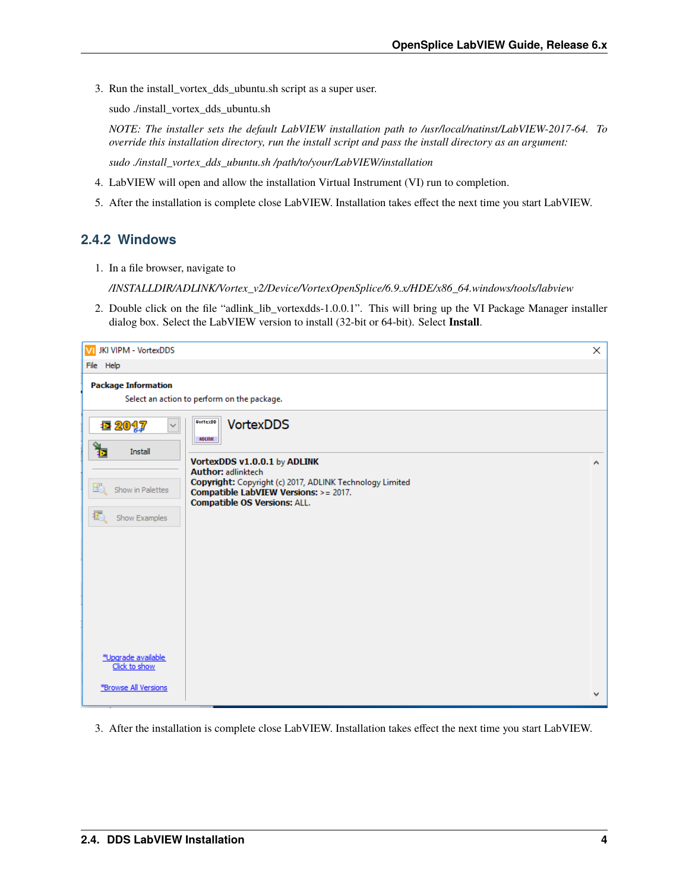3. Run the install_vortex_dds_ubuntu.sh script as a super user.

   sudo ./install_vortex_dds_ubuntu.sh

   *NOTE: The installer sets the default LabVIEW installation path to /usr/local/natinst/LabVIEW-2017-64. To override this installation directory, run the install script and pass the install directory as an argument:*

   *sudo ./install_vortex_dds_ubuntu.sh /path/to/your/LabVIEW/installation*

4. LabVIEW will open and allow the installation Virtual Instrument (VI) run to completion.
5. After the installation is complete close LabVIEW. Installation takes effect the next time you start LabVIEW.

### 2.4.2 Windows

1. In a file browser, navigate to

   */INSTALLDIR/ADLINK/Vortex_v2/Device/VortexOpenSplice/6.9.x/HDE/x86_64.windows/tools/labview*

2. Double click on the file "adlink_lib_vortexdds-1.0.0.1". This will bring up the VI Package Manager installer dialog box. Select the LabVIEW version to install (32-bit or 64-bit). Select **Install**.

3. After the installation is complete close LabVIEW. Installation takes effect the next time you start LabVIEW.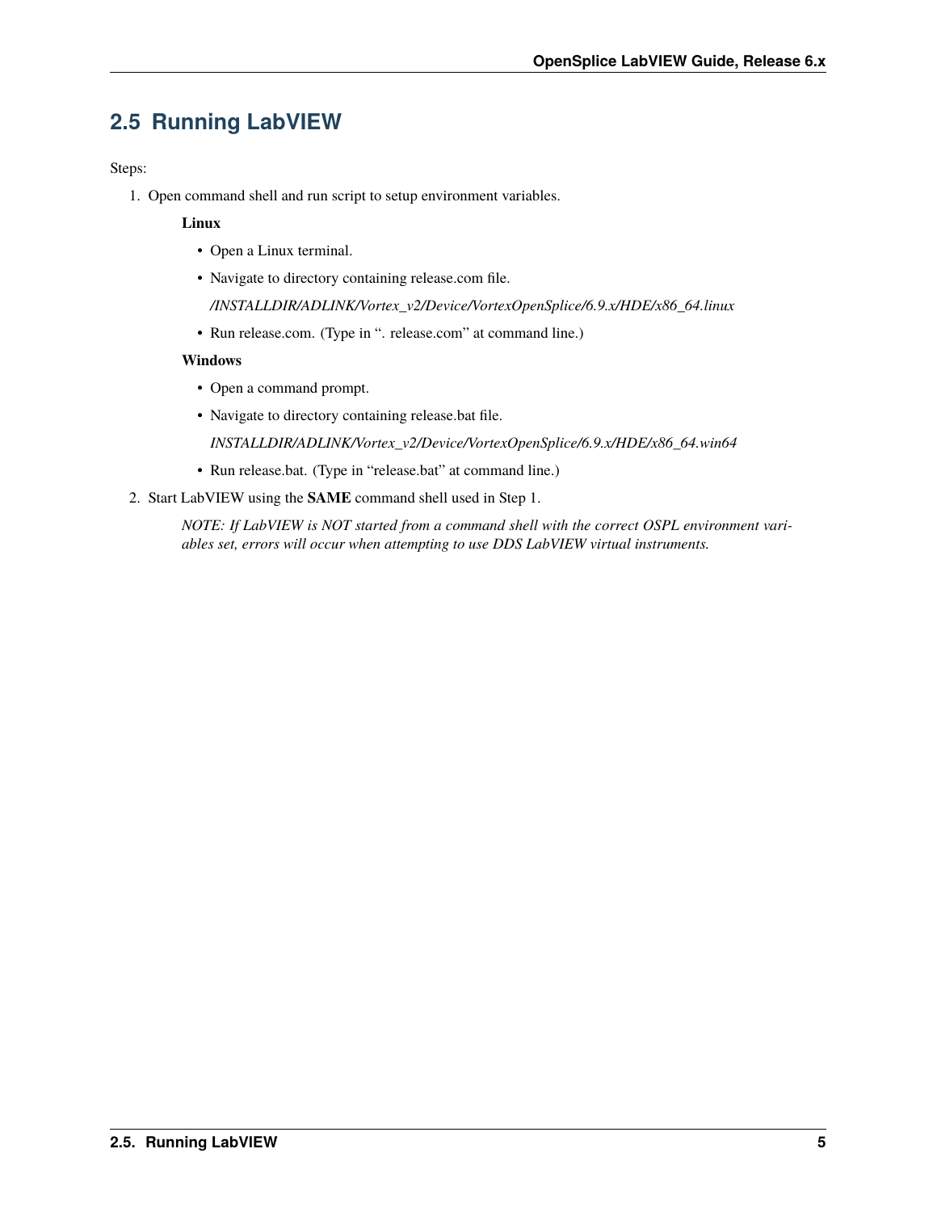## 2.5 Running LabVIEW

Steps:

1. Open command shell and run script to setup environment variables.

    **Linux**

    - Open a Linux terminal.
    - Navigate to directory containing release.com file.

      */INSTALLDIR/ADLINK/Vortex_v2/Device/VortexOpenSplice/6.9.x/HDE/x86_64.linux*

    - Run release.com. (Type in ". release.com" at command line.)

    **Windows**

    - Open a command prompt.
    - Navigate to directory containing release.bat file.

      *INSTALLDIR/ADLINK/Vortex_v2/Device/VortexOpenSplice/6.9.x/HDE/x86_64.win64*

    - Run release.bat. (Type in "release.bat" at command line.)

2. Start LabVIEW using the **SAME** command shell used in Step 1.

    *NOTE: If LabVIEW is NOT started from a command shell with the correct OSPL environment variables set, errors will occur when attempting to use DDS LabVIEW virtual instruments.*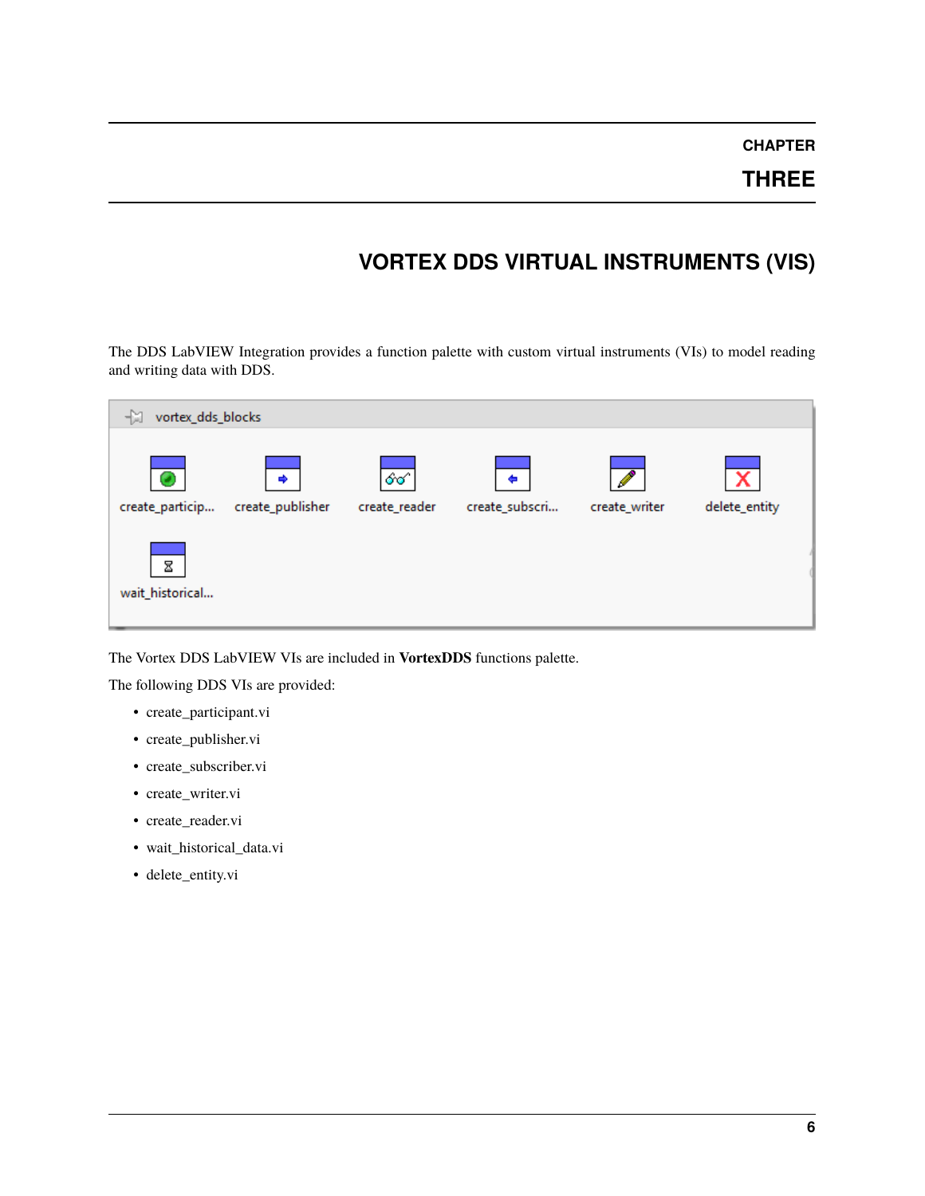# CHAPTER THREE

# VORTEX DDS VIRTUAL INSTRUMENTS (VIS)

The DDS LabVIEW Integration provides a function palette with custom virtual instruments (VIs) to model reading and writing data with DDS.

The Vortex DDS LabVIEW VIs are included in **VortexDDS** functions palette.

The following DDS VIs are provided:

- create_participant.vi
- create_publisher.vi
- create_subscriber.vi
- create_writer.vi
- create_reader.vi
- wait_historical_data.vi
- delete_entity.vi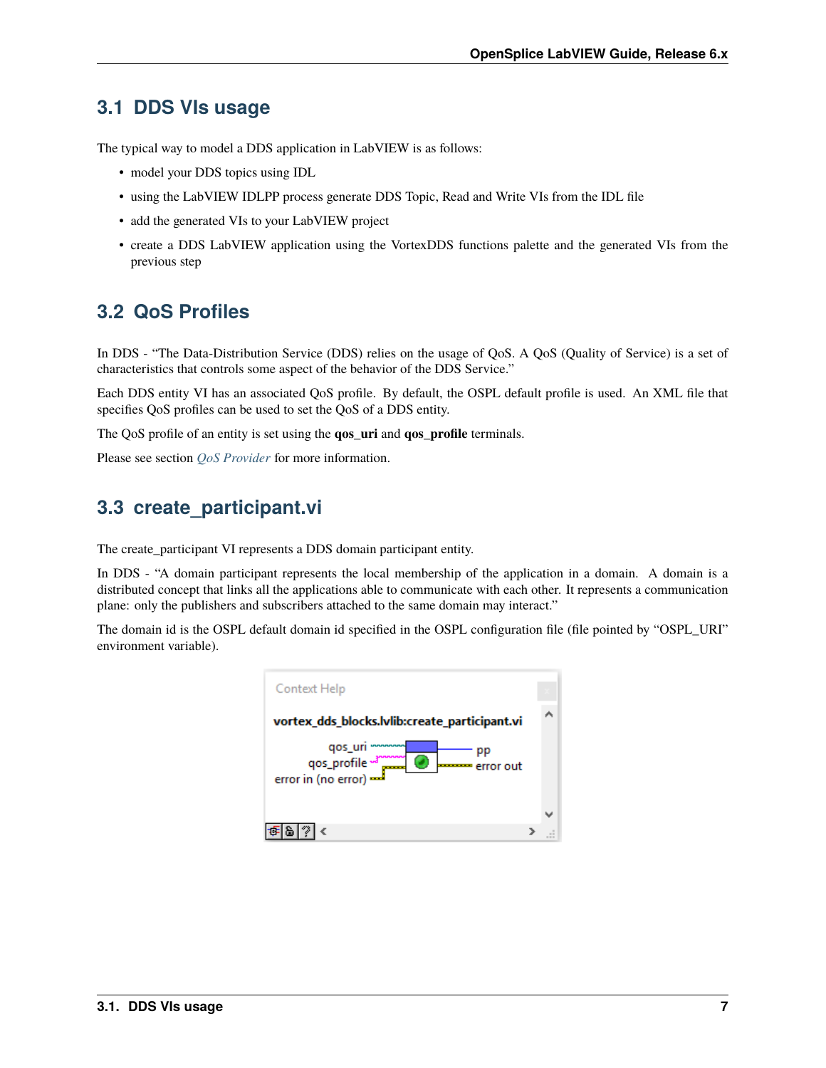## 3.1 DDS VIs usage

The typical way to model a DDS application in LabVIEW is as follows:

- model your DDS topics using IDL
- using the LabVIEW IDLPP process generate DDS Topic, Read and Write VIs from the IDL file
- add the generated VIs to your LabVIEW project
- create a DDS LabVIEW application using the VortexDDS functions palette and the generated VIs from the previous step

## 3.2 QoS Profiles

In DDS - "The Data-Distribution Service (DDS) relies on the usage of QoS. A QoS (Quality of Service) is a set of characteristics that controls some aspect of the behavior of the DDS Service."

Each DDS entity VI has an associated QoS profile. By default, the OSPL default profile is used. An XML file that specifies QoS profiles can be used to set the QoS of a DDS entity.

The QoS profile of an entity is set using the **qos_uri** and **qos_profile** terminals.

Please see section *QoS Provider* for more information.

## 3.3 create_participant.vi

The create_participant VI represents a DDS domain participant entity.

In DDS - "A domain participant represents the local membership of the application in a domain. A domain is a distributed concept that links all the applications able to communicate with each other. It represents a communication plane: only the publishers and subscribers attached to the same domain may interact."

The domain id is the OSPL default domain id specified in the OSPL configuration file (file pointed by "OSPL_URI" environment variable).

Context Help

**vortex_dds_blocks.lvlib:create_participant.vi**

qos_uri
qos_profile
error in (no error)
pp
error out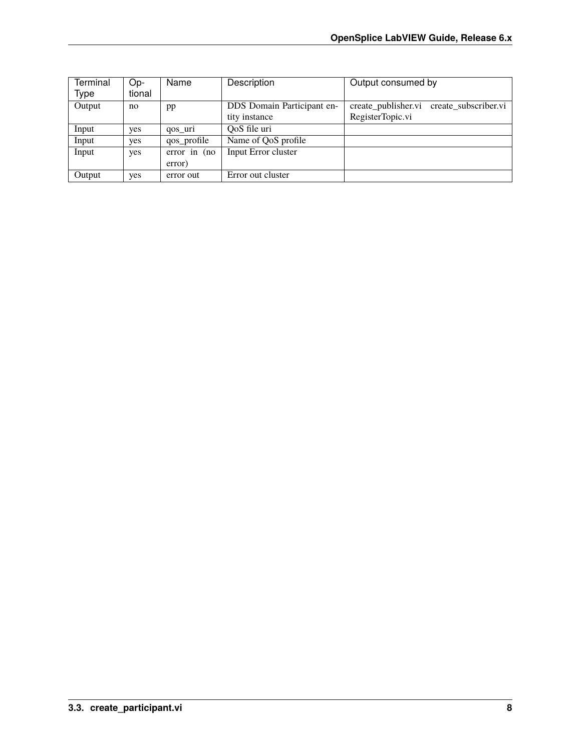| Terminal Type | Optional | Name | Description | Output consumed by |
| --- | --- | --- | --- | --- |
| Output | no | pp | DDS Domain Participant entity instance | create_publisher.vi create_subscriber.vi RegisterTopic.vi |
| Input | yes | qos_uri | QoS file uri | |
| Input | yes | qos_profile | Name of QoS profile | |
| Input | yes | error in (no error) | Input Error cluster | |
| Output | yes | error out | Error out cluster | |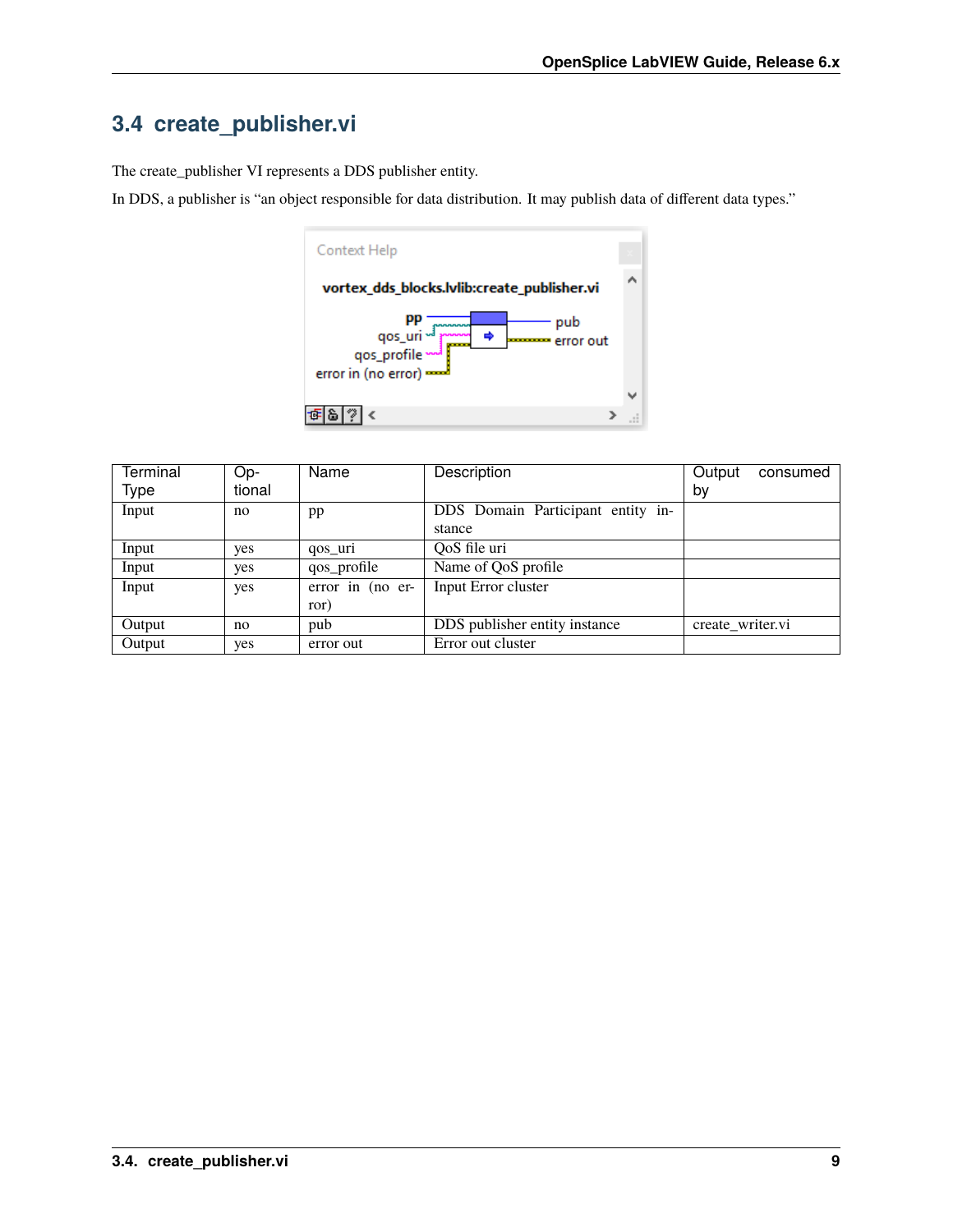## 3.4 create_publisher.vi

The create_publisher VI represents a DDS publisher entity.

In DDS, a publisher is "an object responsible for data distribution. It may publish data of different data types."

| Terminal Type | Optional | Name | Description | Output consumed by |
|---|---|---|---|---|
| Input | no | pp | DDS Domain Participant entity instance | |
| Input | yes | qos_uri | QoS file uri | |
| Input | yes | qos_profile | Name of QoS profile | |
| Input | yes | error in (no error) | Input Error cluster | |
| Output | no | pub | DDS publisher entity instance | create_writer.vi |
| Output | yes | error out | Error out cluster | |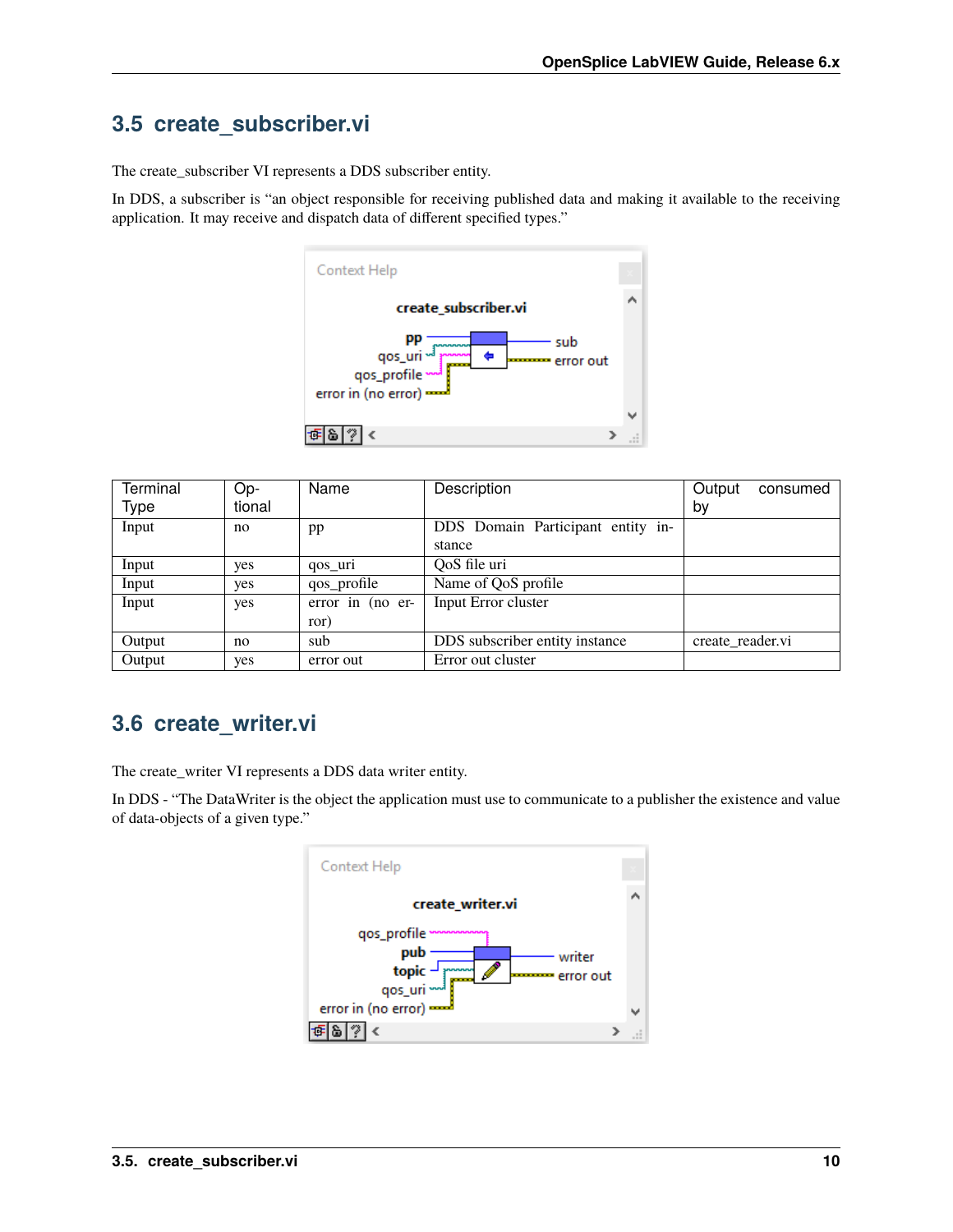## 3.5 create_subscriber.vi

The create_subscriber VI represents a DDS subscriber entity.

In DDS, a subscriber is "an object responsible for receiving published data and making it available to the receiving application. It may receive and dispatch data of different specified types."

| Terminal Type | Optional | Name | Description | Output consumed by |
|---|---|---|---|---|
| Input | no | pp | DDS Domain Participant entity instance | |
| Input | yes | qos_uri | QoS file uri | |
| Input | yes | qos_profile | Name of QoS profile | |
| Input | yes | error in (no error) | Input Error cluster | |
| Output | no | sub | DDS subscriber entity instance | create_reader.vi |
| Output | yes | error out | Error out cluster | |

## 3.6 create_writer.vi

The create_writer VI represents a DDS data writer entity.

In DDS - "The DataWriter is the object the application must use to communicate to a publisher the existence and value of data-objects of a given type."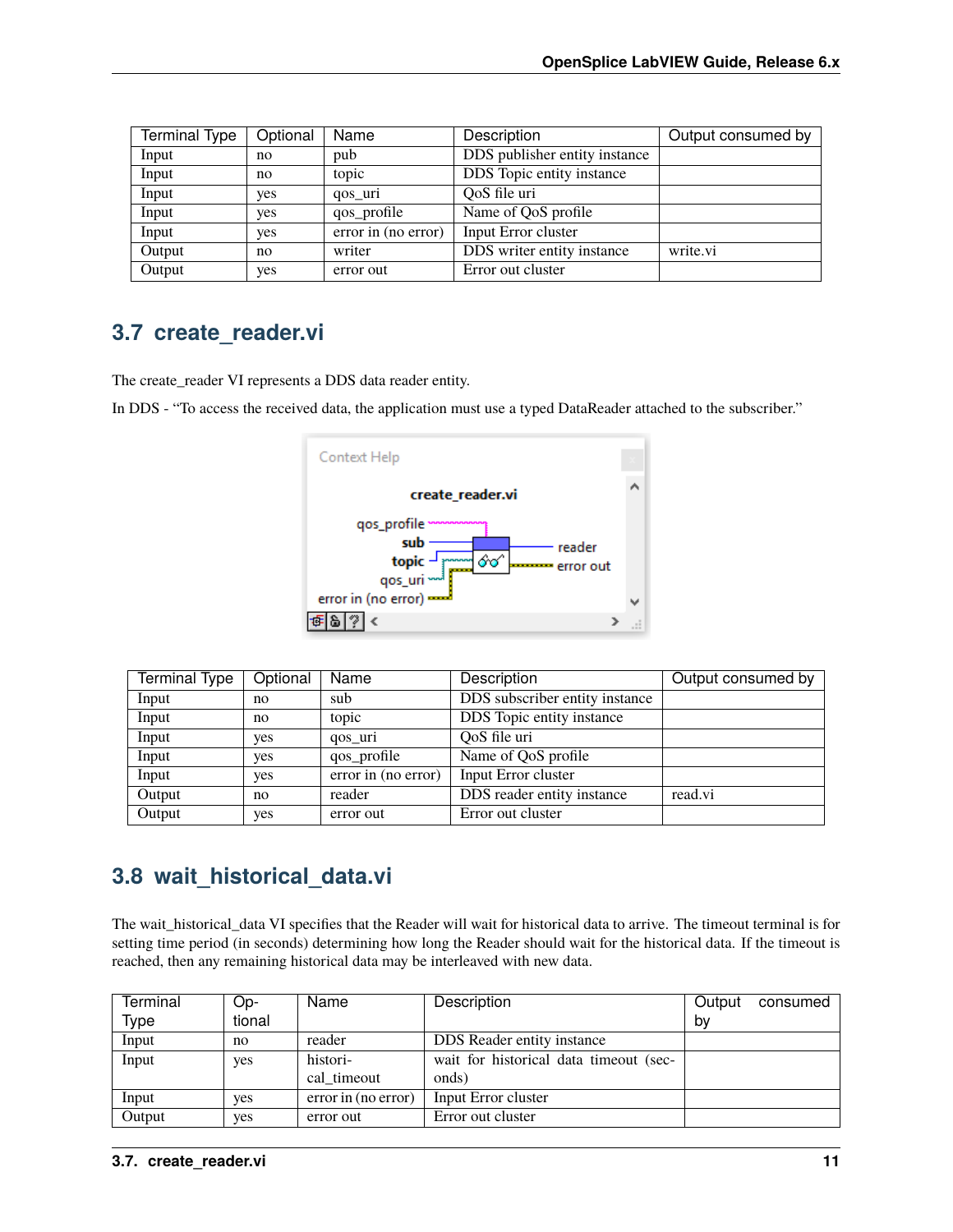| Terminal Type | Optional | Name | Description | Output consumed by |
|---|---|---|---|---|
| Input | no | pub | DDS publisher entity instance | |
| Input | no | topic | DDS Topic entity instance | |
| Input | yes | qos_uri | QoS file uri | |
| Input | yes | qos_profile | Name of QoS profile | |
| Input | yes | error in (no error) | Input Error cluster | |
| Output | no | writer | DDS writer entity instance | write.vi |
| Output | yes | error out | Error out cluster | |

## 3.7 create_reader.vi

The create_reader VI represents a DDS data reader entity.

In DDS - "To access the received data, the application must use a typed DataReader attached to the subscriber."

| Terminal Type | Optional | Name | Description | Output consumed by |
|---|---|---|---|---|
| Input | no | sub | DDS subscriber entity instance | |
| Input | no | topic | DDS Topic entity instance | |
| Input | yes | qos_uri | QoS file uri | |
| Input | yes | qos_profile | Name of QoS profile | |
| Input | yes | error in (no error) | Input Error cluster | |
| Output | no | reader | DDS reader entity instance | read.vi |
| Output | yes | error out | Error out cluster | |

## 3.8 wait_historical_data.vi

The wait_historical_data VI specifies that the Reader will wait for historical data to arrive. The timeout terminal is for setting time period (in seconds) determining how long the Reader should wait for the historical data. If the timeout is reached, then any remaining historical data may be interleaved with new data.

| Terminal Type | Optional | Name | Description | Output consumed by |
|---|---|---|---|---|
| Input | no | reader | DDS Reader entity instance | |
| Input | yes | historical_timeout | wait for historical data timeout (seconds) | |
| Input | yes | error in (no error) | Input Error cluster | |
| Output | yes | error out | Error out cluster | |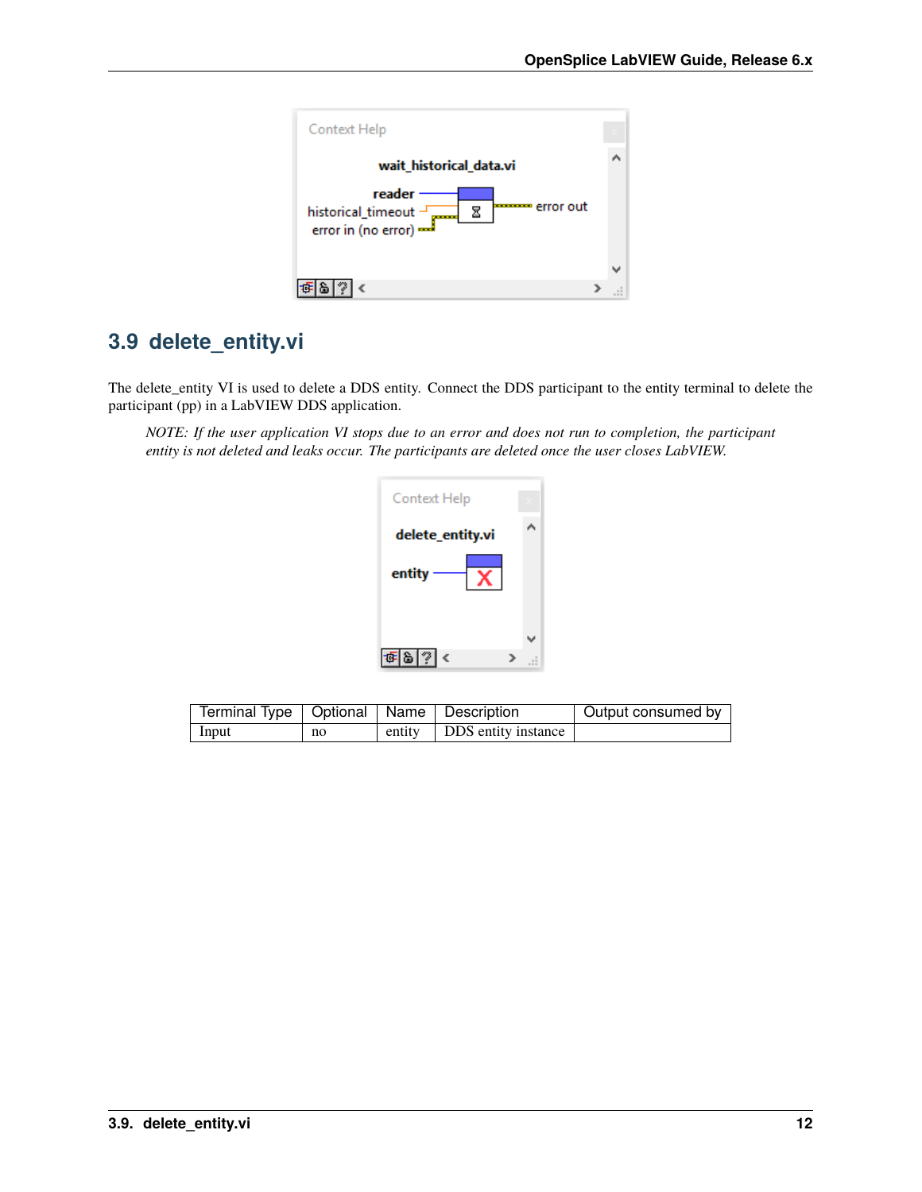## 3.9 delete_entity.vi

The delete_entity VI is used to delete a DDS entity. Connect the DDS participant to the entity terminal to delete the participant (pp) in a LabVIEW DDS application.

> *NOTE: If the user application VI stops due to an error and does not run to completion, the participant entity is not deleted and leaks occur. The participants are deleted once the user closes LabVIEW.*

| Terminal Type | Optional | Name | Description | Output consumed by |
|---|---|---|---|---|
| Input | no | entity | DDS entity instance | |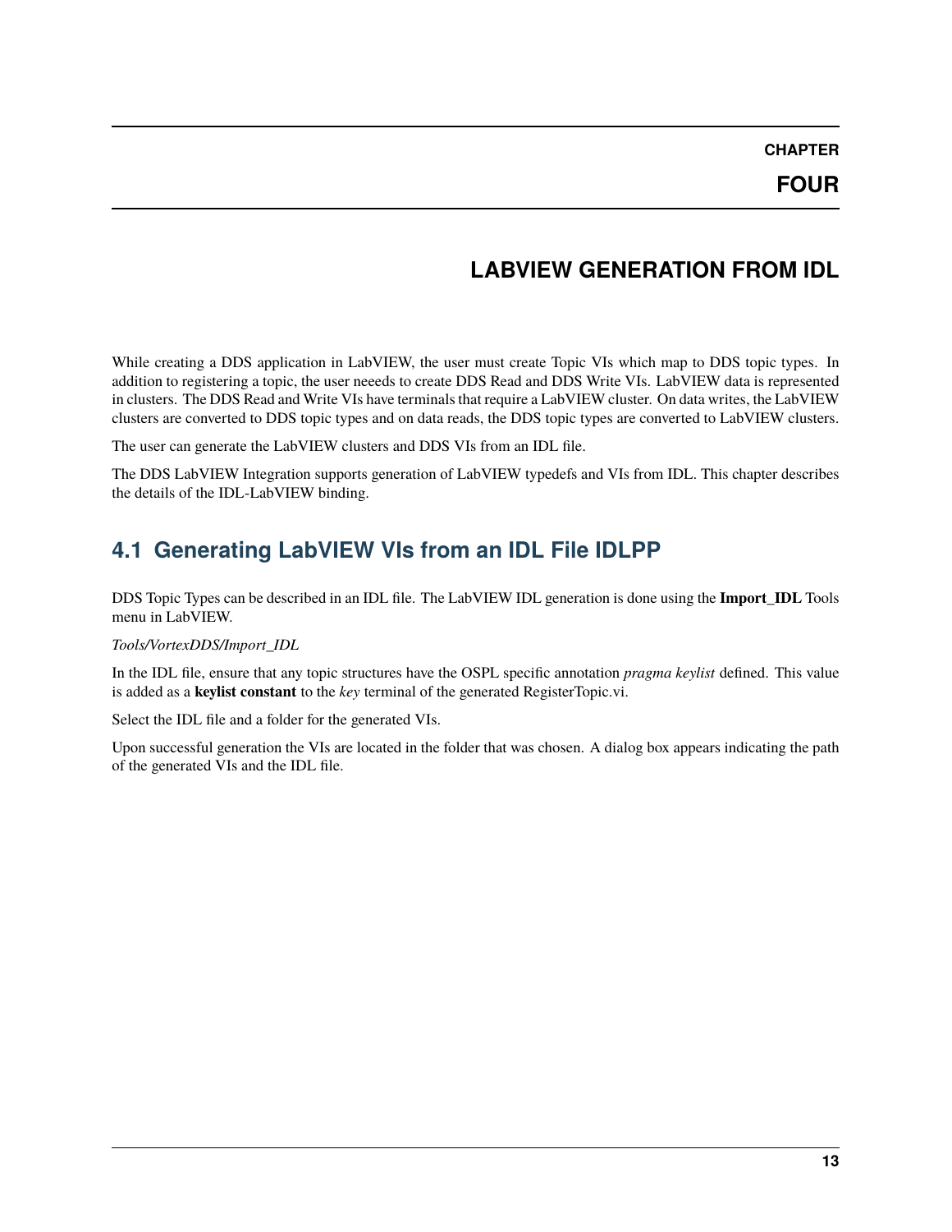# CHAPTER FOUR

# LABVIEW GENERATION FROM IDL

While creating a DDS application in LabVIEW, the user must create Topic VIs which map to DDS topic types. In addition to registering a topic, the user neeeds to create DDS Read and DDS Write VIs. LabVIEW data is represented in clusters. The DDS Read and Write VIs have terminals that require a LabVIEW cluster. On data writes, the LabVIEW clusters are converted to DDS topic types and on data reads, the DDS topic types are converted to LabVIEW clusters.

The user can generate the LabVIEW clusters and DDS VIs from an IDL file.

The DDS LabVIEW Integration supports generation of LabVIEW typedefs and VIs from IDL. This chapter describes the details of the IDL-LabVIEW binding.

## 4.1 Generating LabVIEW VIs from an IDL File IDLPP

DDS Topic Types can be described in an IDL file. The LabVIEW IDL generation is done using the **Import_IDL** Tools menu in LabVIEW.

*Tools/VortexDDS/Import_IDL*

In the IDL file, ensure that any topic structures have the OSPL specific annotation *pragma keylist* defined. This value is added as a **keylist constant** to the *key* terminal of the generated RegisterTopic.vi.

Select the IDL file and a folder for the generated VIs.

Upon successful generation the VIs are located in the folder that was chosen. A dialog box appears indicating the path of the generated VIs and the IDL file.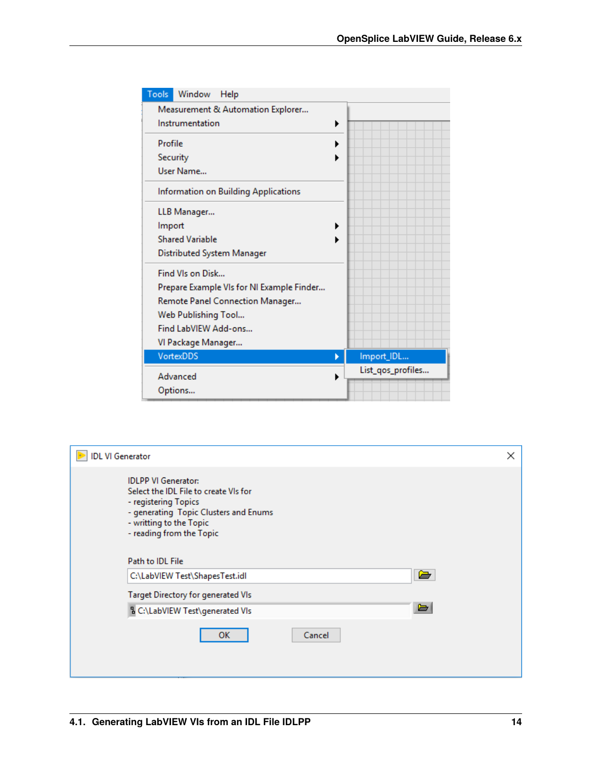Tools Window Help

- Measurement & Automation Explorer...
- Instrumentation
- Profile
- Security
- User Name...
- Information on Building Applications
- LLB Manager...
- Import
- Shared Variable
- Distributed System Manager
- Find VIs on Disk...
- Prepare Example VIs for NI Example Finder...
- Remote Panel Connection Manager...
- Web Publishing Tool...
- Find LabVIEW Add-ons...
- VI Package Manager...
- VortexDDS
  - Import_IDL...
  - List_qos_profiles...
- Advanced
- Options...

IDL VI Generator

IDLPP VI Generator:
Select the IDL File to create VIs for
- registering Topics
- generating Topic Clusters and Enums
- writting to the Topic
- reading from the Topic

Path to IDL File

C:\LabVIEW Test\ShapesTest.idl

Target Directory for generated VIs

C:\LabVIEW Test\generated VIs

OK Cancel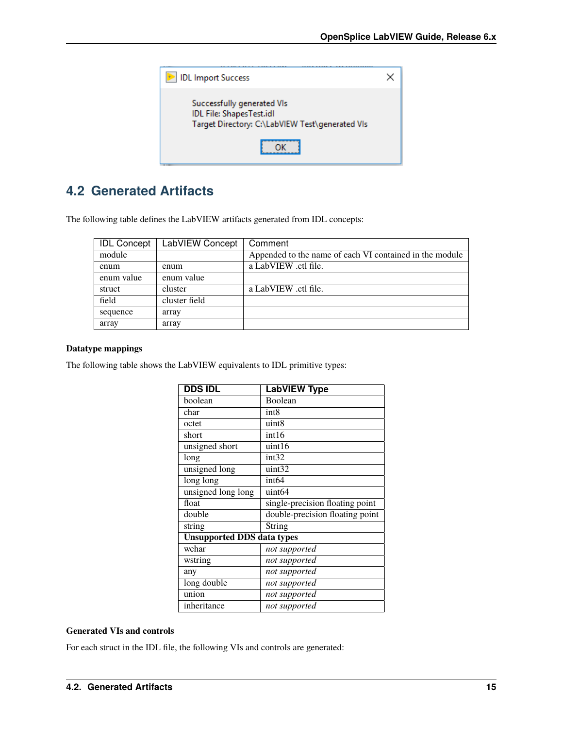## 4.2 Generated Artifacts

The following table defines the LabVIEW artifacts generated from IDL concepts:

| IDL Concept | LabVIEW Concept | Comment |
|---|---|---|
| module | | Appended to the name of each VI contained in the module |
| enum | enum | a LabVIEW .ctl file. |
| enum value | enum value | |
| struct | cluster | a LabVIEW .ctl file. |
| field | cluster field | |
| sequence | array | |
| array | array | |

**Datatype mappings**

The following table shows the LabVIEW equivalents to IDL primitive types:

| DDS IDL | LabVIEW Type |
|---|---|
| boolean | Boolean |
| char | int8 |
| octet | uint8 |
| short | int16 |
| unsigned short | uint16 |
| long | int32 |
| unsigned long | uint32 |
| long long | int64 |
| unsigned long long | uint64 |
| float | single-precision floating point |
| double | double-precision floating point |
| string | String |
| **Unsupported DDS data types** | |
| wchar | *not supported* |
| wstring | *not supported* |
| any | *not supported* |
| long double | *not supported* |
| union | *not supported* |
| inheritance | *not supported* |

**Generated VIs and controls**

For each struct in the IDL file, the following VIs and controls are generated: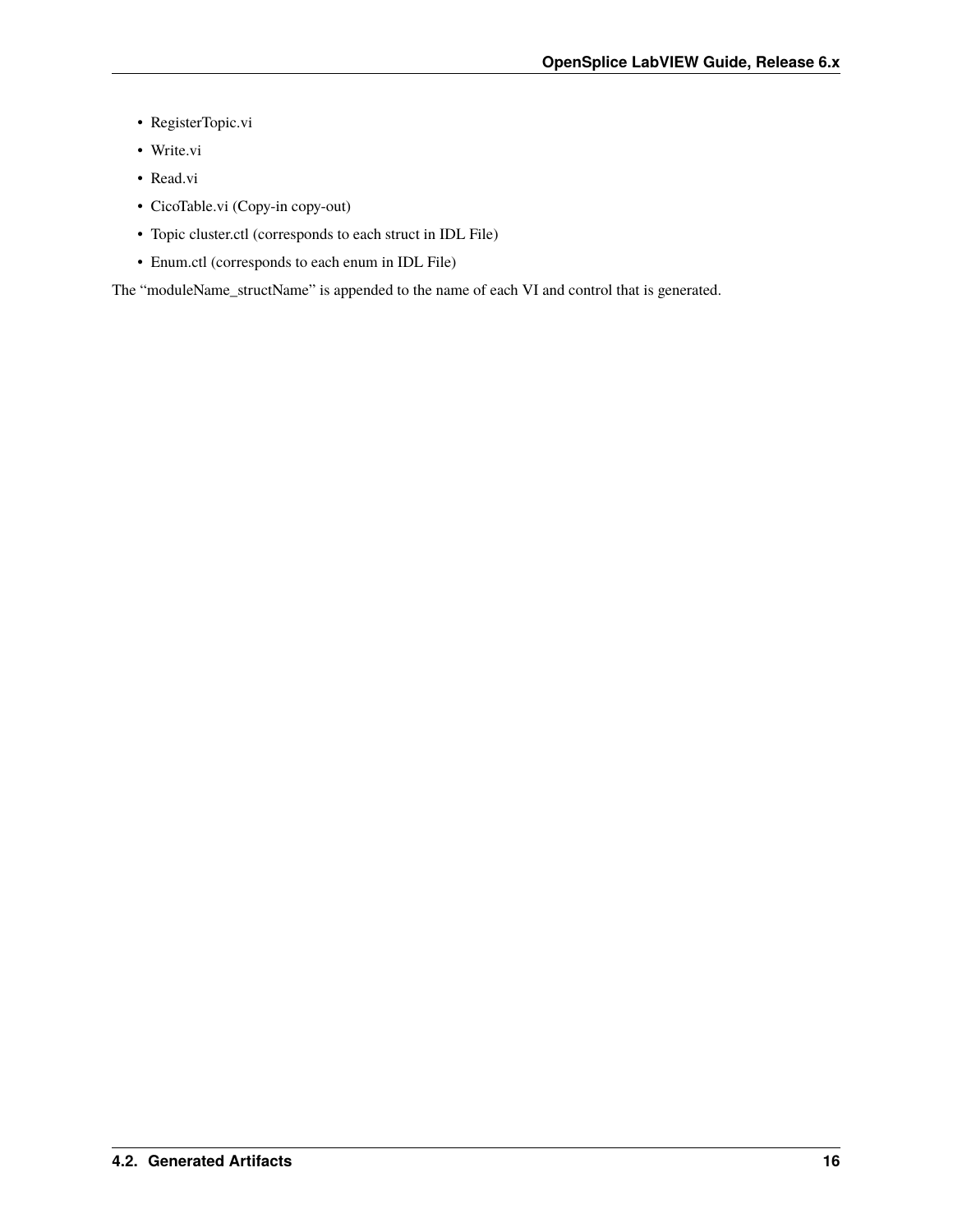- RegisterTopic.vi
- Write.vi
- Read.vi
- CicoTable.vi (Copy-in copy-out)
- Topic cluster.ctl (corresponds to each struct in IDL File)
- Enum.ctl (corresponds to each enum in IDL File)

The “moduleName_structName” is appended to the name of each VI and control that is generated.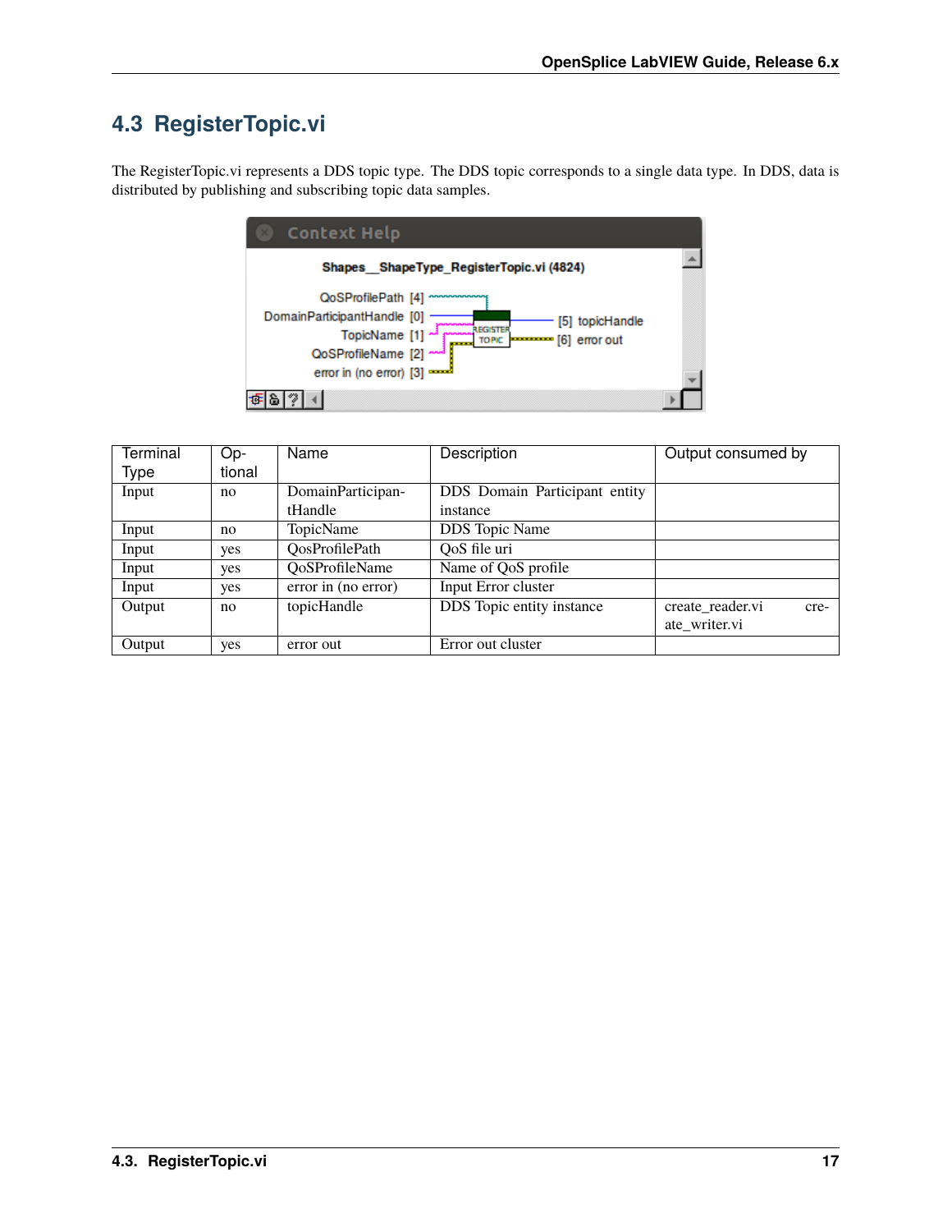## 4.3 RegisterTopic.vi

The RegisterTopic.vi represents a DDS topic type. The DDS topic corresponds to a single data type. In DDS, data is distributed by publishing and subscribing topic data samples.

| Terminal Type | Optional | Name | Description | Output consumed by |
|---|---|---|---|---|
| Input | no | DomainParticipantHandle | DDS Domain Participant entity instance | |
| Input | no | TopicName | DDS Topic Name | |
| Input | yes | QosProfilePath | QoS file uri | |
| Input | yes | QoSProfileName | Name of QoS profile | |
| Input | yes | error in (no error) | Input Error cluster | |
| Output | no | topicHandle | DDS Topic entity instance | create_reader.vi create_writer.vi |
| Output | yes | error out | Error out cluster | |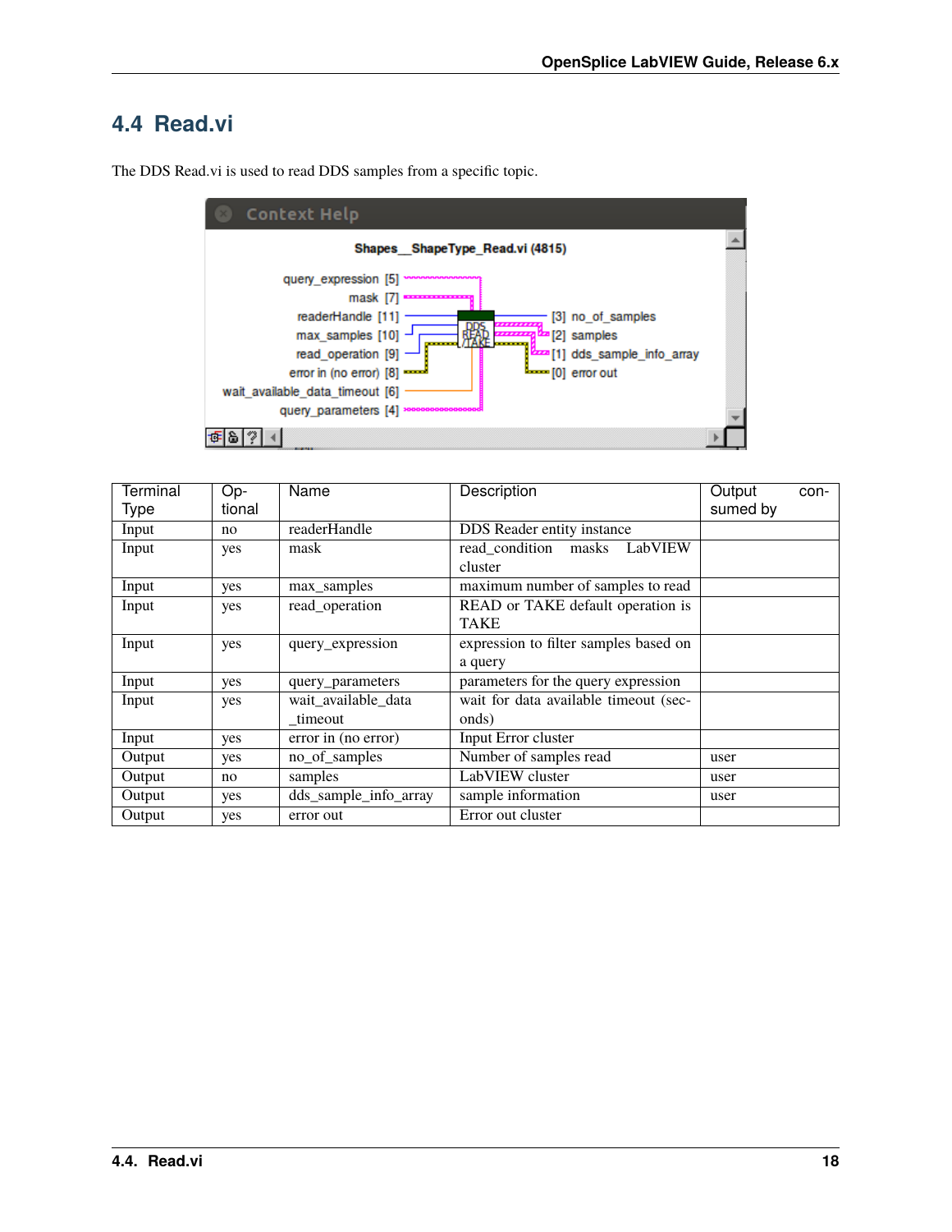## 4.4 Read.vi

The DDS Read.vi is used to read DDS samples from a specific topic.

| Terminal Type | Optional | Name | Description | Output consumed by |
|---|---|---|---|---|
| Input | no | readerHandle | DDS Reader entity instance | |
| Input | yes | mask | read_condition masks LabVIEW cluster | |
| Input | yes | max_samples | maximum number of samples to read | |
| Input | yes | read_operation | READ or TAKE default operation is TAKE | |
| Input | yes | query_expression | expression to filter samples based on a query | |
| Input | yes | query_parameters | parameters for the query expression | |
| Input | yes | wait_available_data_timeout | wait for data available timeout (seconds) | |
| Input | yes | error in (no error) | Input Error cluster | |
| Output | yes | no_of_samples | Number of samples read | user |
| Output | no | samples | LabVIEW cluster | user |
| Output | yes | dds_sample_info_array | sample information | user |
| Output | yes | error out | Error out cluster | |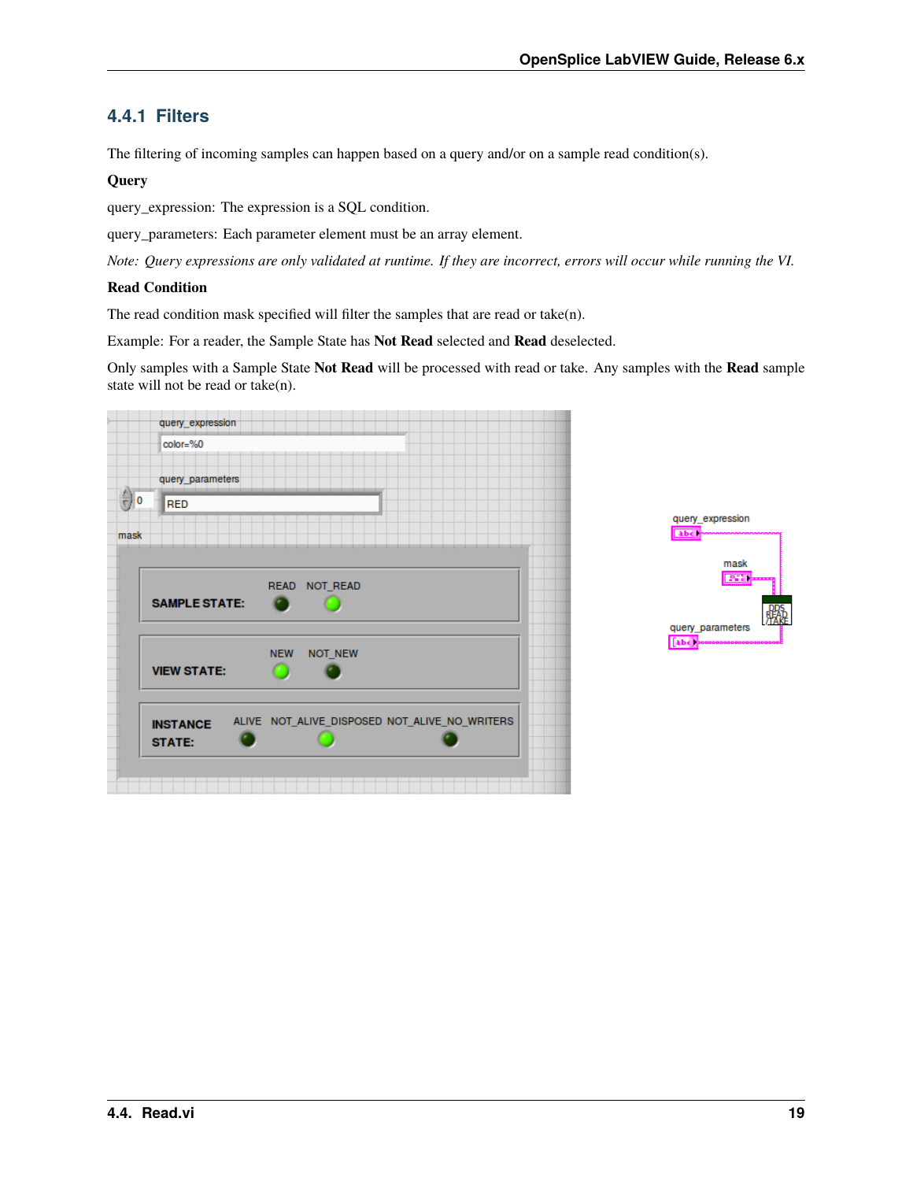### 4.4.1 Filters

The filtering of incoming samples can happen based on a query and/or on a sample read condition(s).

**Query**

query_expression: The expression is a SQL condition.

query_parameters: Each parameter element must be an array element.

*Note: Query expressions are only validated at runtime. If they are incorrect, errors will occur while running the VI.*

**Read Condition**

The read condition mask specified will filter the samples that are read or take(n).

Example: For a reader, the Sample State has **Not Read** selected and **Read** deselected.

Only samples with a Sample State **Not Read** will be processed with read or take. Any samples with the **Read** sample state will not be read or take(n).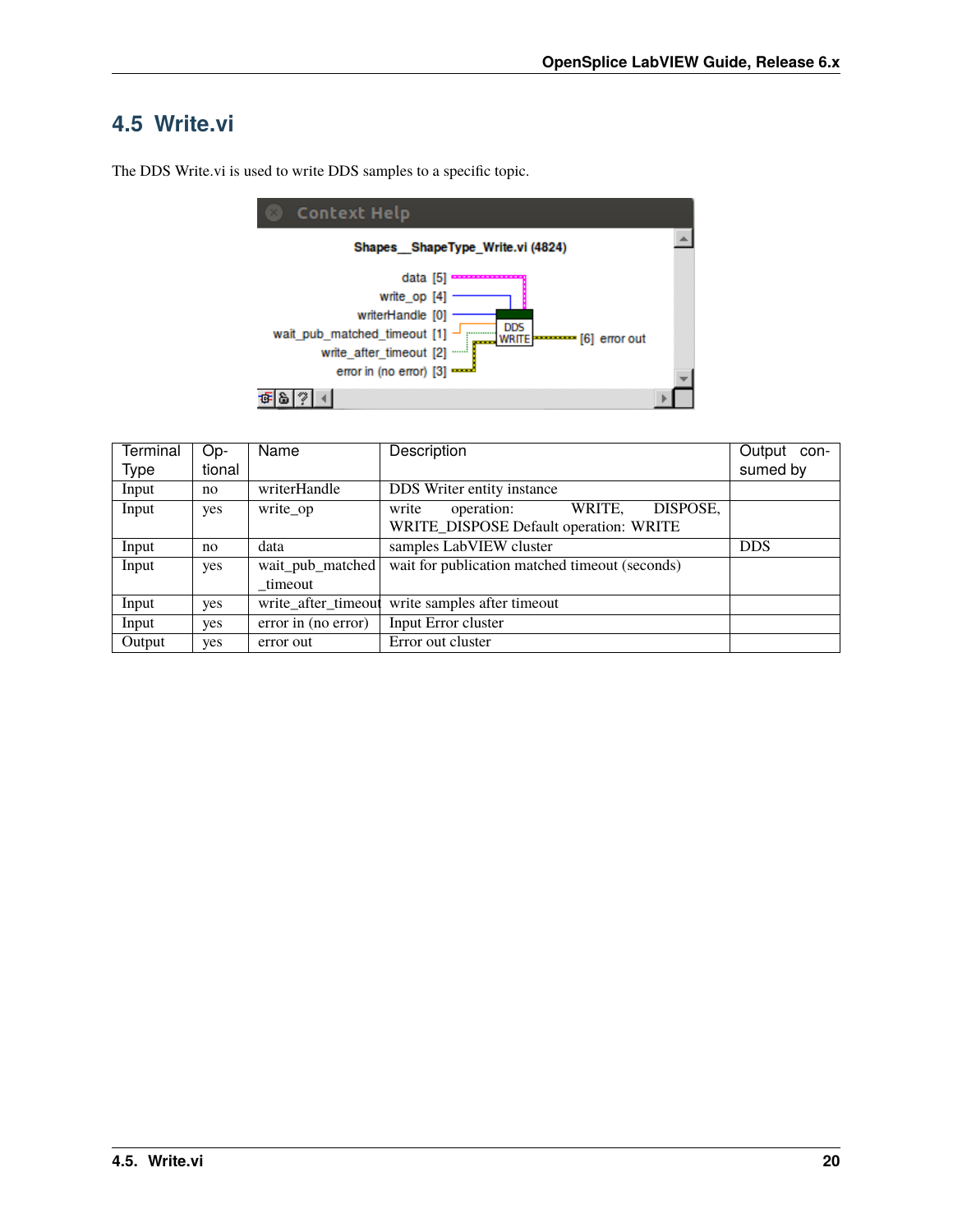## 4.5 Write.vi

The DDS Write.vi is used to write DDS samples to a specific topic.

| Terminal Type | Optional | Name | Description | Output consumed by |
|---|---|---|---|---|
| Input | no | writerHandle | DDS Writer entity instance | |
| Input | yes | write_op | write operation: WRITE, DISPOSE, WRITE_DISPOSE Default operation: WRITE | |
| Input | no | data | samples LabVIEW cluster | DDS |
| Input | yes | wait_pub_matched_timeout | wait for publication matched timeout (seconds) | |
| Input | yes | write_after_timeout | write samples after timeout | |
| Input | yes | error in (no error) | Input Error cluster | |
| Output | yes | error out | Error out cluster | |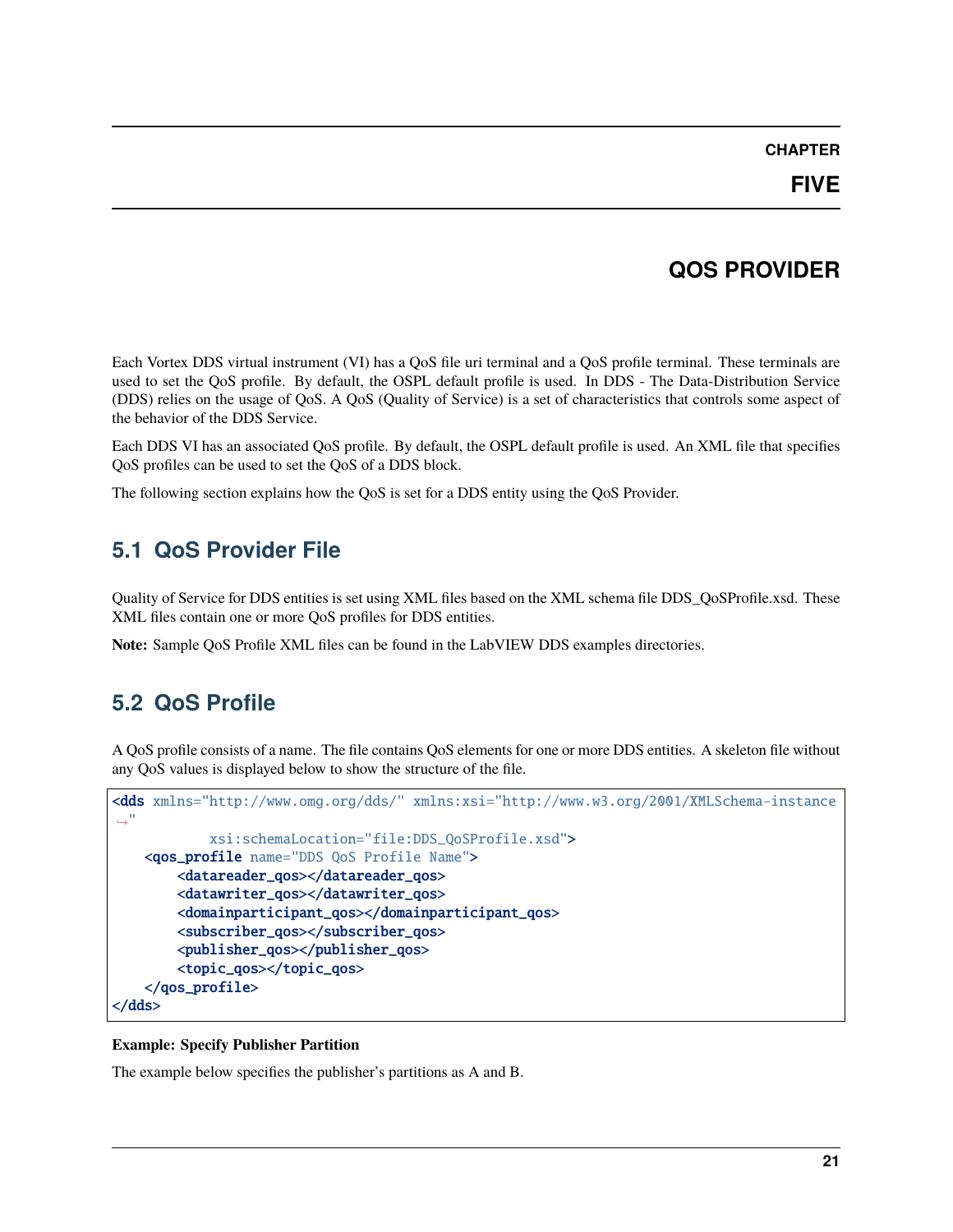# CHAPTER FIVE

# QOS PROVIDER

Each Vortex DDS virtual instrument (VI) has a QoS file uri terminal and a QoS profile terminal. These terminals are used to set the QoS profile. By default, the OSPL default profile is used. In DDS - The Data-Distribution Service (DDS) relies on the usage of QoS. A QoS (Quality of Service) is a set of characteristics that controls some aspect of the behavior of the DDS Service.

Each DDS VI has an associated QoS profile. By default, the OSPL default profile is used. An XML file that specifies QoS profiles can be used to set the QoS of a DDS block.

The following section explains how the QoS is set for a DDS entity using the QoS Provider.

## 5.1 QoS Provider File

Quality of Service for DDS entities is set using XML files based on the XML schema file DDS_QoSProfile.xsd. These XML files contain one or more QoS profiles for DDS entities.

**Note:** Sample QoS Profile XML files can be found in the LabVIEW DDS examples directories.

## 5.2 QoS Profile

A QoS profile consists of a name. The file contains QoS elements for one or more DDS entities. A skeleton file without any QoS values is displayed below to show the structure of the file.

```
<dds xmlns="http://www.omg.org/dds/" xmlns:xsi="http://www.w3.org/2001/XMLSchema-instance
↪"
            xsi:schemaLocation="file:DDS_QoSProfile.xsd">
    <qos_profile name="DDS QoS Profile Name">
        <datareader_qos></datareader_qos>
        <datawriter_qos></datawriter_qos>
        <domainparticipant_qos></domainparticipant_qos>
        <subscriber_qos></subscriber_qos>
        <publisher_qos></publisher_qos>
        <topic_qos></topic_qos>
    </qos_profile>
</dds>
```

**Example: Specify Publisher Partition**

The example below specifies the publisher's partitions as A and B.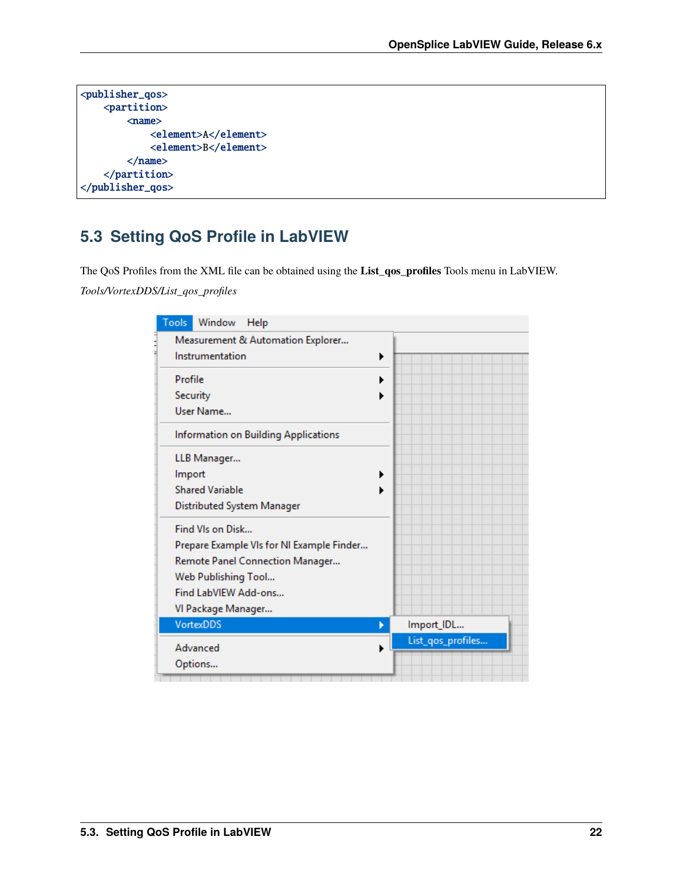```
<publisher_qos>
    <partition>
        <name>
            <element>A</element>
            <element>B</element>
        </name>
    </partition>
</publisher_qos>
```

## 5.3 Setting QoS Profile in LabVIEW

The QoS Profiles from the XML file can be obtained using the **List_qos_profiles** Tools menu in LabVIEW.

*Tools/VortexDDS/List_qos_profiles*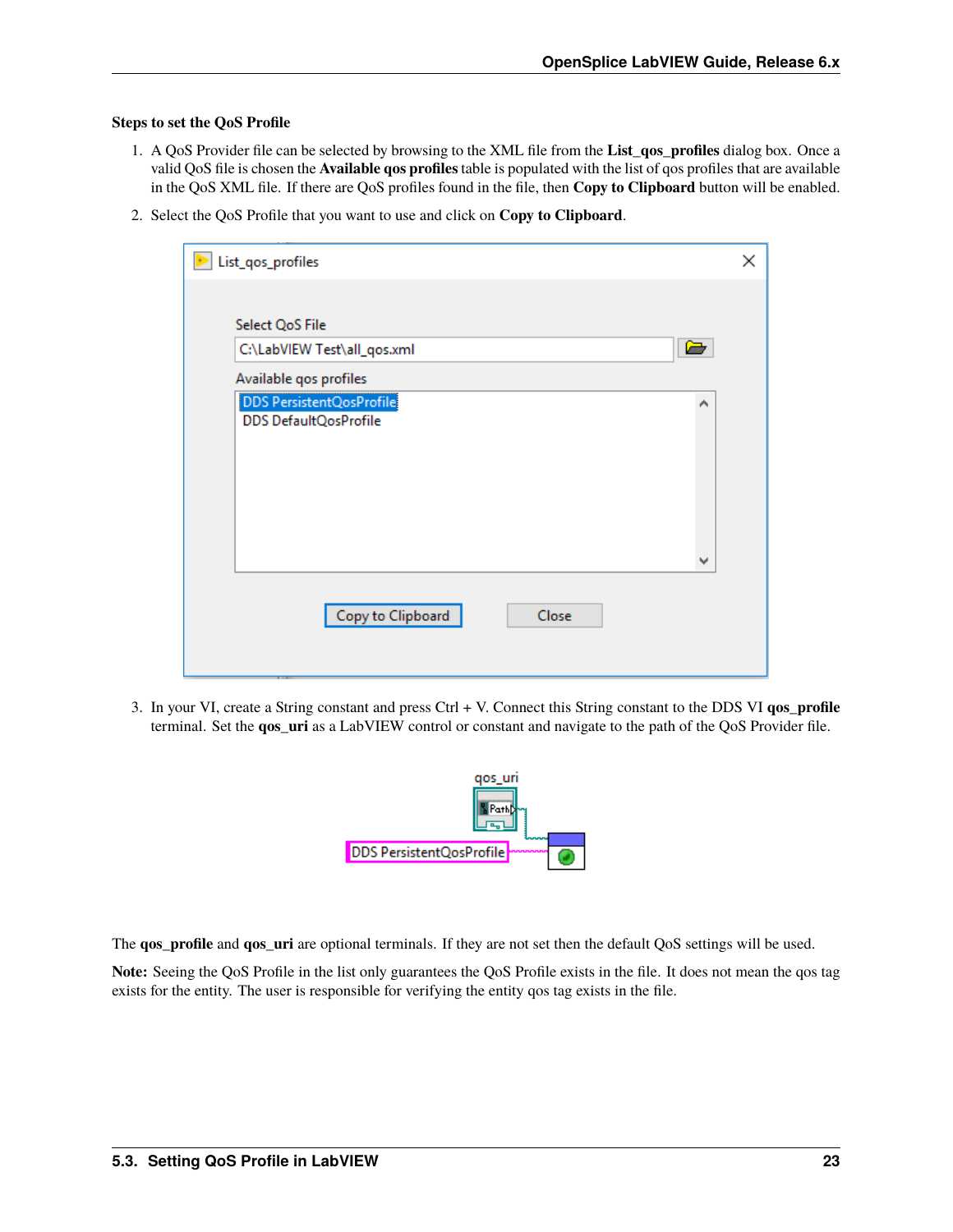**Steps to set the QoS Profile**

1. A QoS Provider file can be selected by browsing to the XML file from the **List_qos_profiles** dialog box. Once a valid QoS file is chosen the **Available qos profiles** table is populated with the list of qos profiles that are available in the QoS XML file. If there are QoS profiles found in the file, then **Copy to Clipboard** button will be enabled.
2. Select the QoS Profile that you want to use and click on **Copy to Clipboard**.
3. In your VI, create a String constant and press Ctrl + V. Connect this String constant to the DDS VI **qos_profile** terminal. Set the **qos_uri** as a LabVIEW control or constant and navigate to the path of the QoS Provider file.

The **qos_profile** and **qos_uri** are optional terminals. If they are not set then the default QoS settings will be used.

**Note:** Seeing the QoS Profile in the list only guarantees the QoS Profile exists in the file. It does not mean the qos tag exists for the entity. The user is responsible for verifying the entity qos tag exists in the file.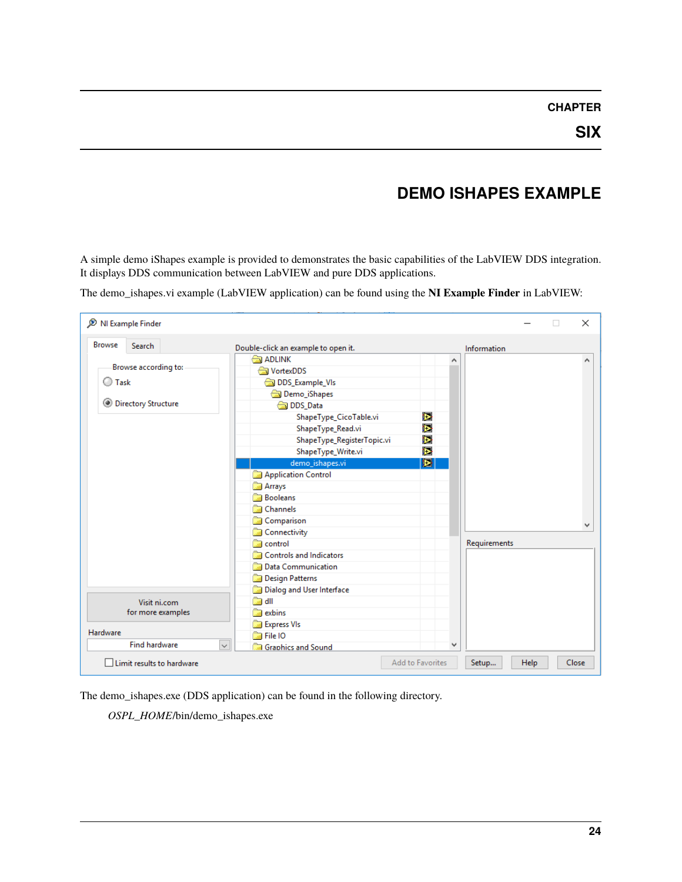# CHAPTER SIX

# DEMO ISHAPES EXAMPLE

A simple demo iShapes example is provided to demonstrates the basic capabilities of the LabVIEW DDS integration. It displays DDS communication between LabVIEW and pure DDS applications.

The demo_ishapes.vi example (LabVIEW application) can be found using the **NI Example Finder** in LabVIEW:

The demo_ishapes.exe (DDS application) can be found in the following directory.

*OSPL_HOME*/bin/demo_ishapes.exe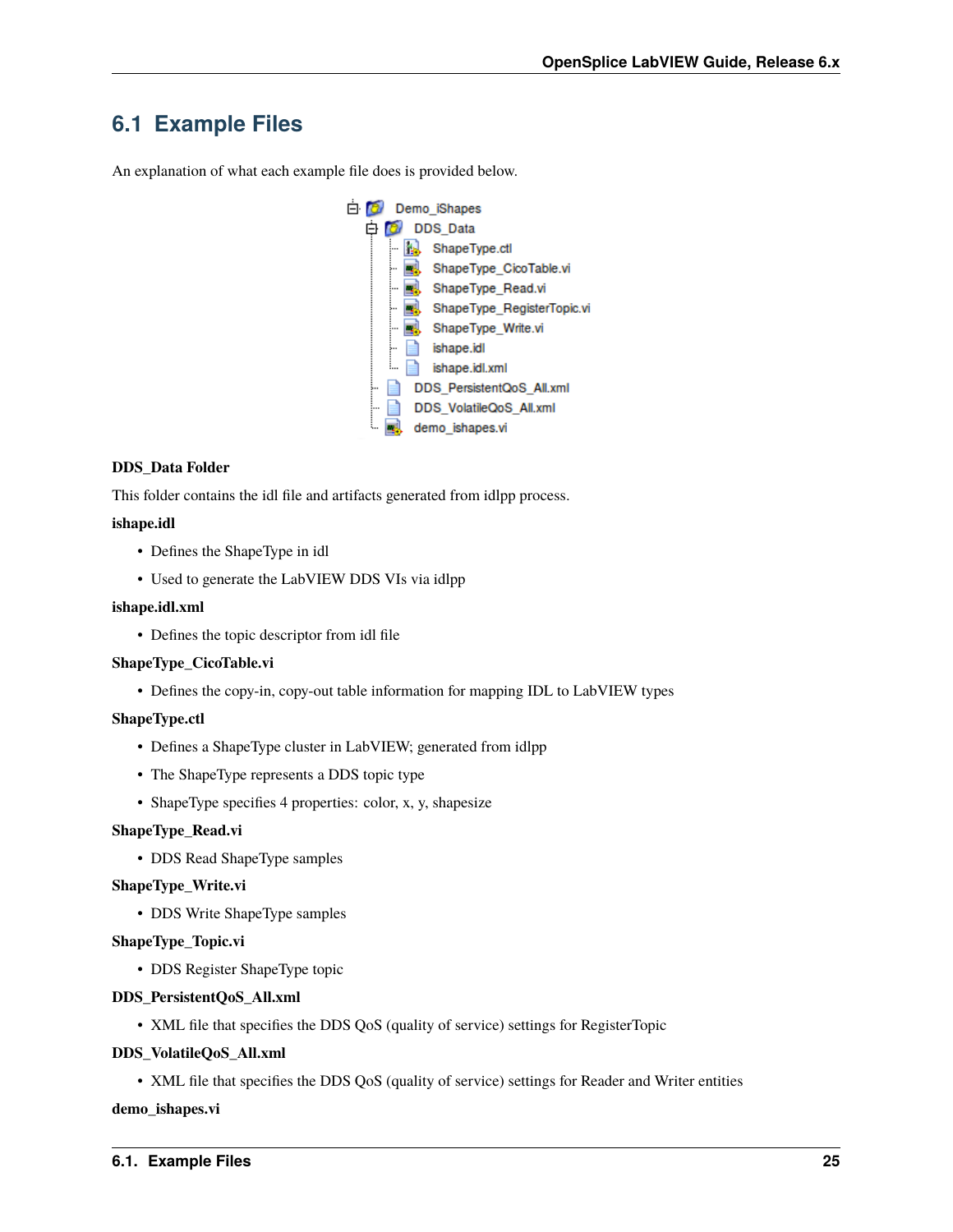## 6.1 Example Files

An explanation of what each example file does is provided below.

**DDS_Data Folder**

This folder contains the idl file and artifacts generated from idlpp process.

**ishape.idl**

- Defines the ShapeType in idl
- Used to generate the LabVIEW DDS VIs via idlpp

**ishape.idl.xml**

- Defines the topic descriptor from idl file

**ShapeType_CicoTable.vi**

- Defines the copy-in, copy-out table information for mapping IDL to LabVIEW types

**ShapeType.ctl**

- Defines a ShapeType cluster in LabVIEW; generated from idlpp
- The ShapeType represents a DDS topic type
- ShapeType specifies 4 properties: color, x, y, shapesize

**ShapeType_Read.vi**

- DDS Read ShapeType samples

**ShapeType_Write.vi**

- DDS Write ShapeType samples

**ShapeType_Topic.vi**

- DDS Register ShapeType topic

**DDS_PersistentQoS_All.xml**

- XML file that specifies the DDS QoS (quality of service) settings for RegisterTopic

**DDS_VolatileQoS_All.xml**

- XML file that specifies the DDS QoS (quality of service) settings for Reader and Writer entities

**demo_ishapes.vi**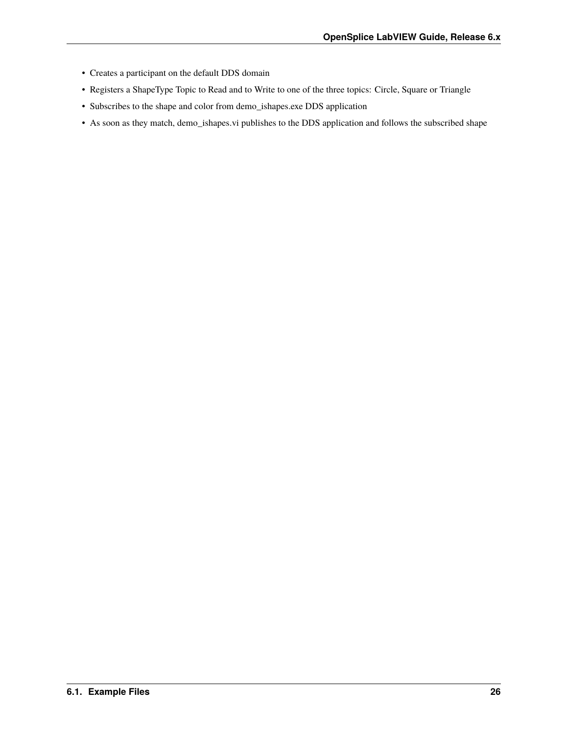- Creates a participant on the default DDS domain
- Registers a ShapeType Topic to Read and to Write to one of the three topics: Circle, Square or Triangle
- Subscribes to the shape and color from demo_ishapes.exe DDS application
- As soon as they match, demo_ishapes.vi publishes to the DDS application and follows the subscribed shape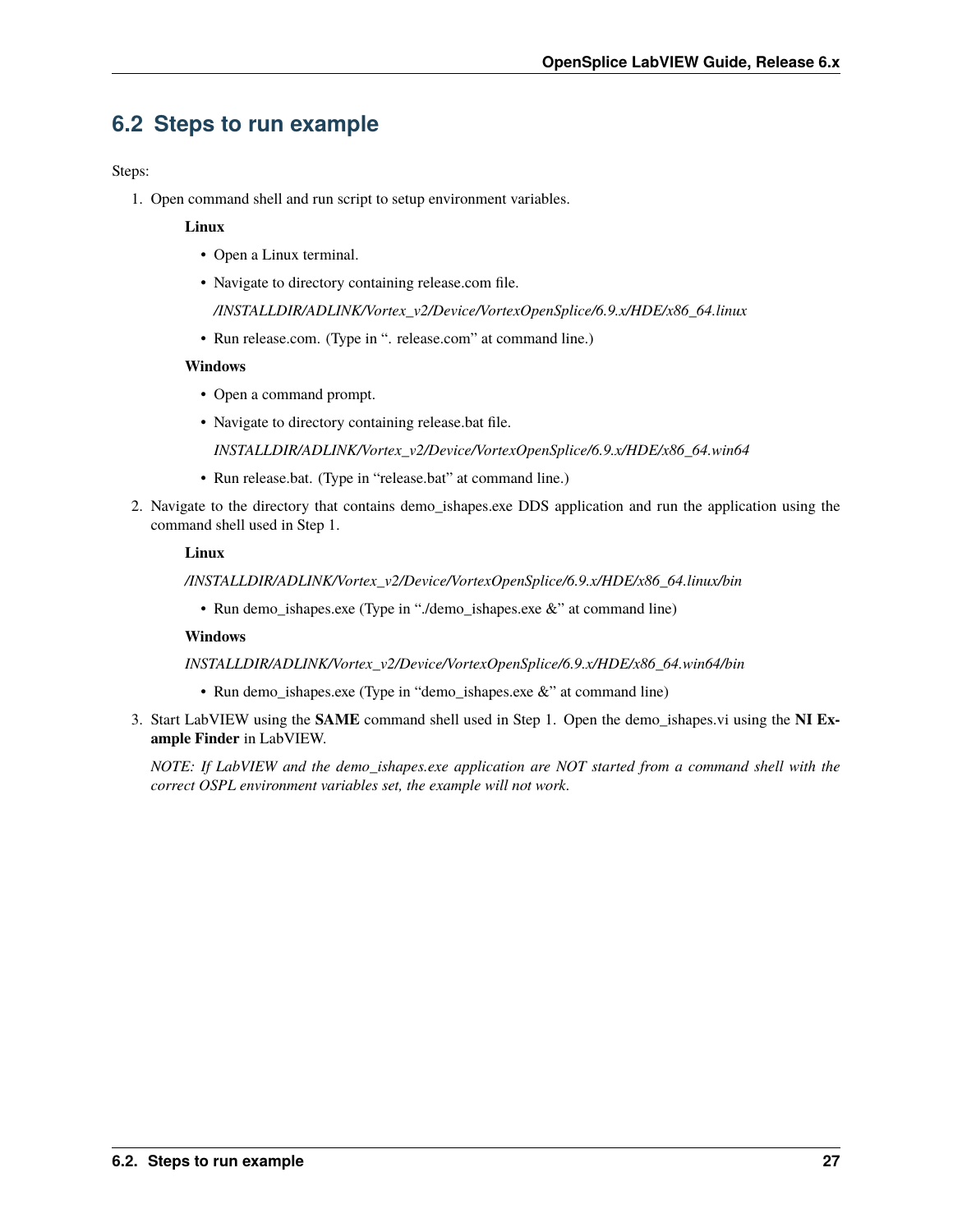## 6.2 Steps to run example

Steps:

1. Open command shell and run script to setup environment variables.

   **Linux**

   - Open a Linux terminal.
   - Navigate to directory containing release.com file.

     */INSTALLDIR/ADLINK/Vortex_v2/Device/VortexOpenSplice/6.9.x/HDE/x86_64.linux*

   - Run release.com. (Type in ". release.com" at command line.)

   **Windows**

   - Open a command prompt.
   - Navigate to directory containing release.bat file.

     *INSTALLDIR/ADLINK/Vortex_v2/Device/VortexOpenSplice/6.9.x/HDE/x86_64.win64*

   - Run release.bat. (Type in "release.bat" at command line.)

2. Navigate to the directory that contains demo_ishapes.exe DDS application and run the application using the command shell used in Step 1.

   **Linux**

   */INSTALLDIR/ADLINK/Vortex_v2/Device/VortexOpenSplice/6.9.x/HDE/x86_64.linux/bin*

   - Run demo_ishapes.exe (Type in "./demo_ishapes.exe &" at command line)

   **Windows**

   *INSTALLDIR/ADLINK/Vortex_v2/Device/VortexOpenSplice/6.9.x/HDE/x86_64.win64/bin*

   - Run demo_ishapes.exe (Type in "demo_ishapes.exe &" at command line)

3. Start LabVIEW using the **SAME** command shell used in Step 1. Open the demo_ishapes.vi using the **NI Example Finder** in LabVIEW.

   *NOTE: If LabVIEW and the demo_ishapes.exe application are NOT started from a command shell with the correct OSPL environment variables set, the example will not work.*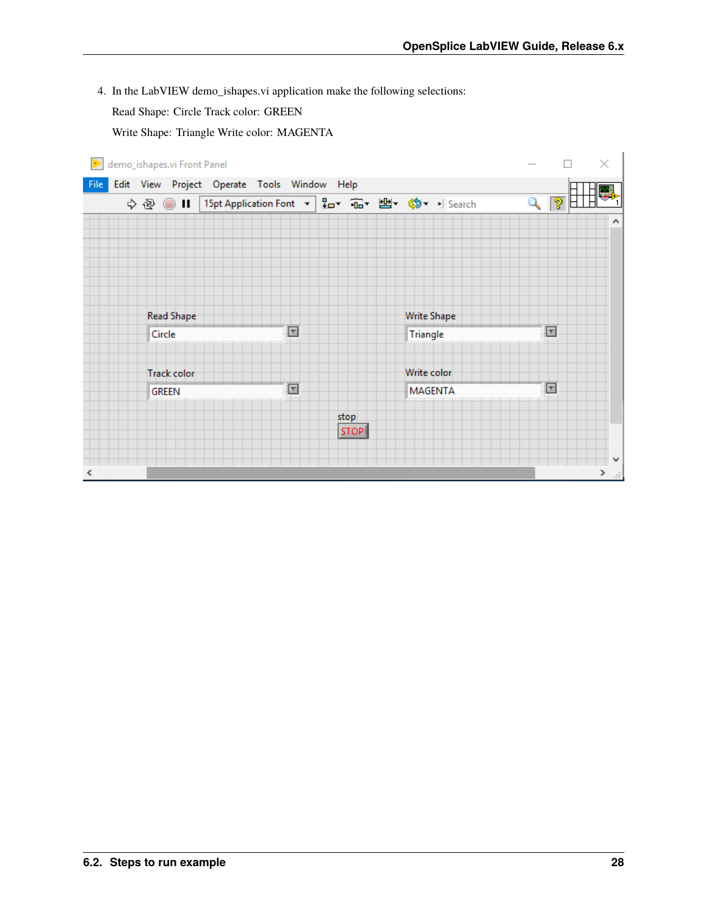4. In the LabVIEW demo_ishapes.vi application make the following selections:

   Read Shape: Circle Track color: GREEN

   Write Shape: Triangle Write color: MAGENTA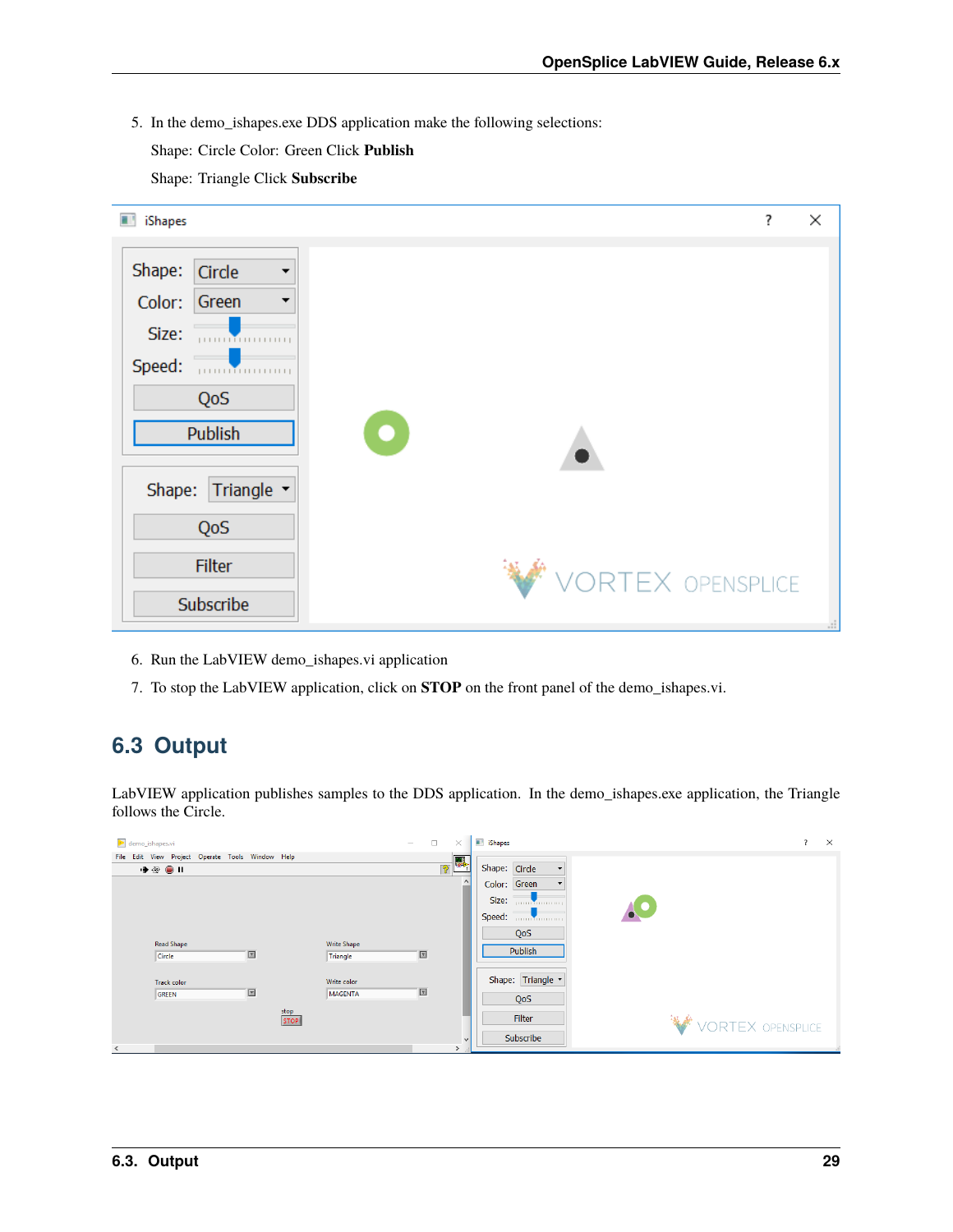5. In the demo_ishapes.exe DDS application make the following selections:

   Shape: Circle Color: Green Click **Publish**

   Shape: Triangle Click **Subscribe**

6. Run the LabVIEW demo_ishapes.vi application
7. To stop the LabVIEW application, click on **STOP** on the front panel of the demo_ishapes.vi.

## 6.3 Output

LabVIEW application publishes samples to the DDS application. In the demo_ishapes.exe application, the Triangle follows the Circle.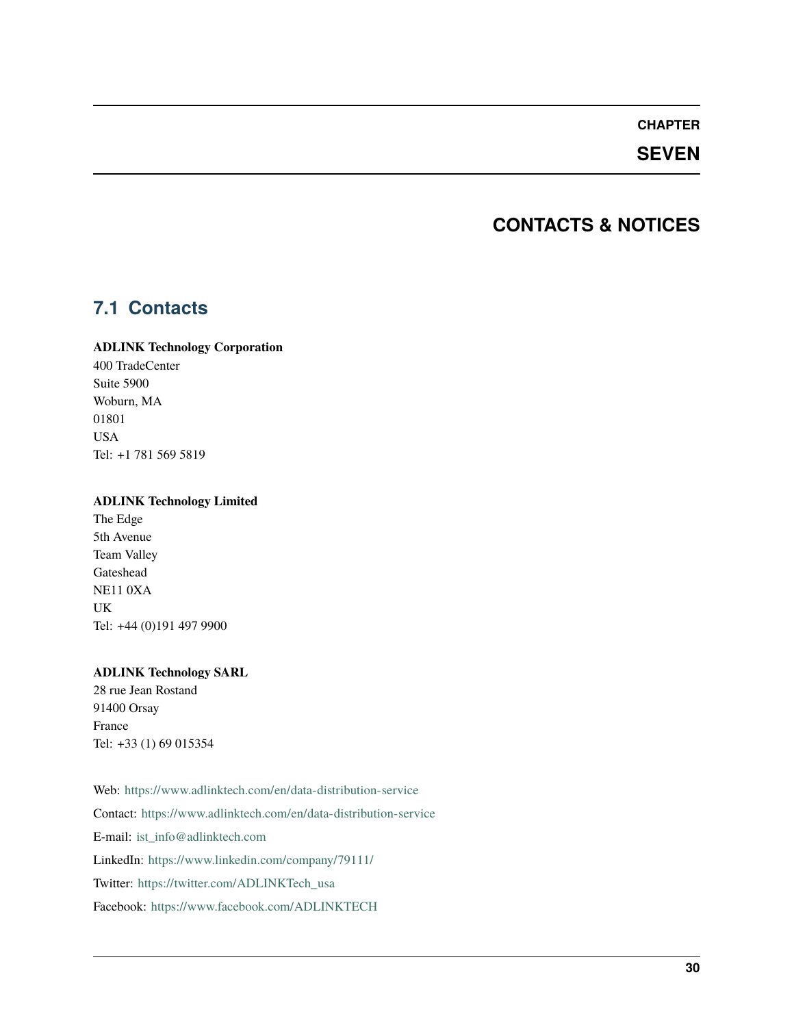# CHAPTER SEVEN

# CONTACTS & NOTICES

## 7.1 Contacts

**ADLINK Technology Corporation**
400 TradeCenter
Suite 5900
Woburn, MA
01801
USA
Tel: +1 781 569 5819

**ADLINK Technology Limited**
The Edge
5th Avenue
Team Valley
Gateshead
NE11 0XA
UK
Tel: +44 (0)191 497 9900

**ADLINK Technology SARL**
28 rue Jean Rostand
91400 Orsay
France
Tel: +33 (1) 69 015354

Web: https://www.adlinktech.com/en/data-distribution-service

Contact: https://www.adlinktech.com/en/data-distribution-service

E-mail: ist_info@adlinktech.com

LinkedIn: https://www.linkedin.com/company/79111/

Twitter: https://twitter.com/ADLINKTech_usa

Facebook: https://www.facebook.com/ADLINKTECH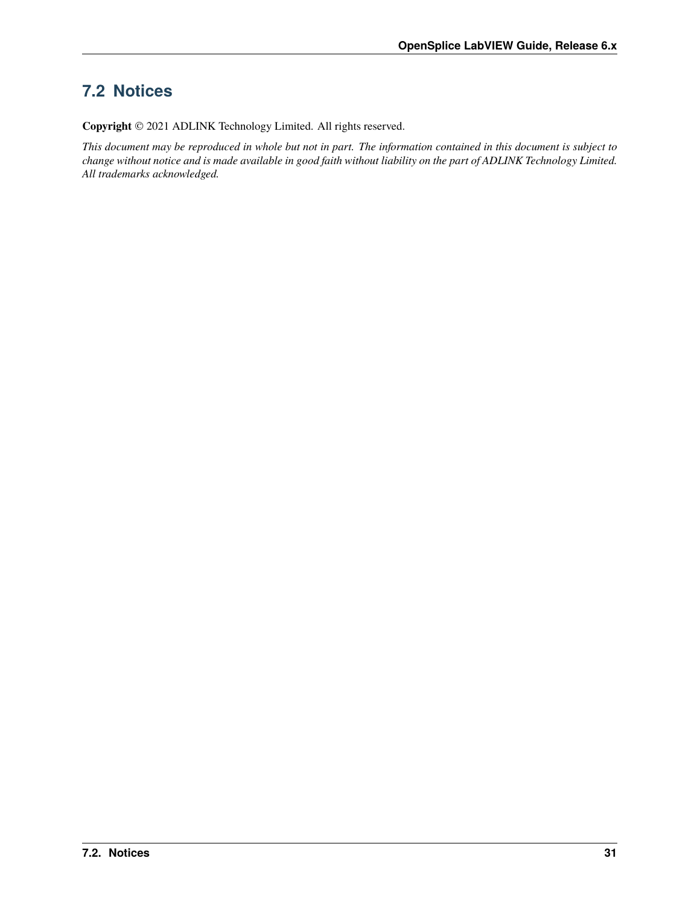## 7.2 Notices

**Copyright** © 2021 ADLINK Technology Limited. All rights reserved.

*This document may be reproduced in whole but not in part. The information contained in this document is subject to change without notice and is made available in good faith without liability on the part of ADLINK Technology Limited. All trademarks acknowledged.*